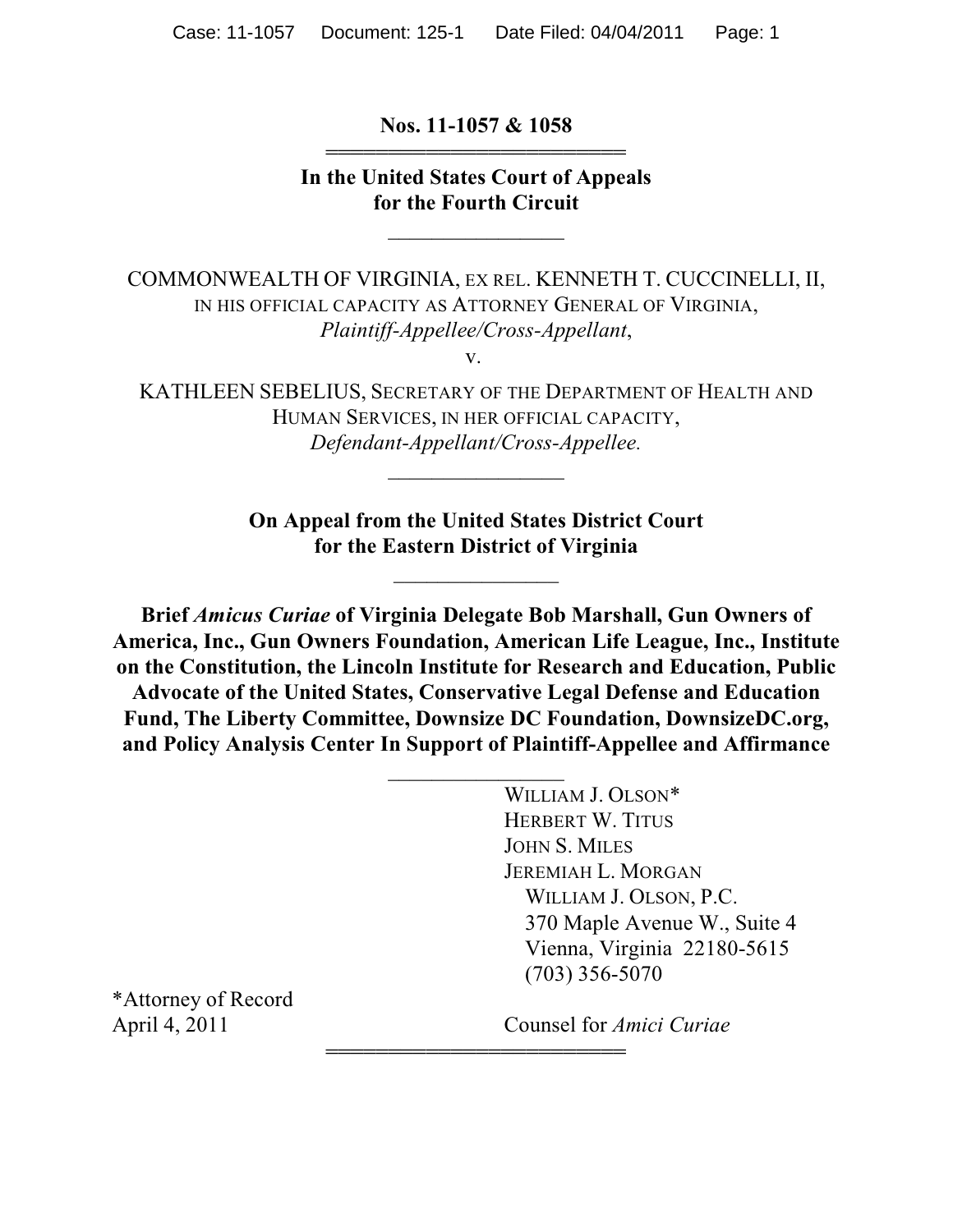**Nos. 11-1057 & 1058**

**In the United States Court of Appeals for the Fourth Circuit**

COMMONWEALTH OF VIRGINIA, EX REL. KENNETH T. CUCCINELLI, II, IN HIS OFFICIAL CAPACITY AS ATTORNEY GENERAL OF VIRGINIA,
*Plaintiff-Appellee/Cross-Appellant*,

v.

KATHLEEN SEBELIUS, SECRETARY OF THE DEPARTMENT OF HEALTH AND HUMAN SERVICES, IN HER OFFICIAL CAPACITY,
*Defendant-Appellant/Cross-Appellee.*

**On Appeal from the United States District Court for the Eastern District of Virginia**

**Brief *Amicus Curiae* of Virginia Delegate Bob Marshall, Gun Owners of America, Inc., Gun Owners Foundation, American Life League, Inc., Institute on the Constitution, the Lincoln Institute for Research and Education, Public Advocate of the United States, Conservative Legal Defense and Education Fund, The Liberty Committee, Downsize DC Foundation, DownsizeDC.org, and Policy Analysis Center In Support of Plaintiff-Appellee and Affirmance**

WILLIAM J. OLSON*
HERBERT W. TITUS
JOHN S. MILES
JEREMIAH L. MORGAN
WILLIAM J. OLSON, P.C.
370 Maple Avenue W., Suite 4
Vienna, Virginia 22180-5615
(703) 356-5070

*Attorney of Record
April 4, 2011

Counsel for *Amici Curiae*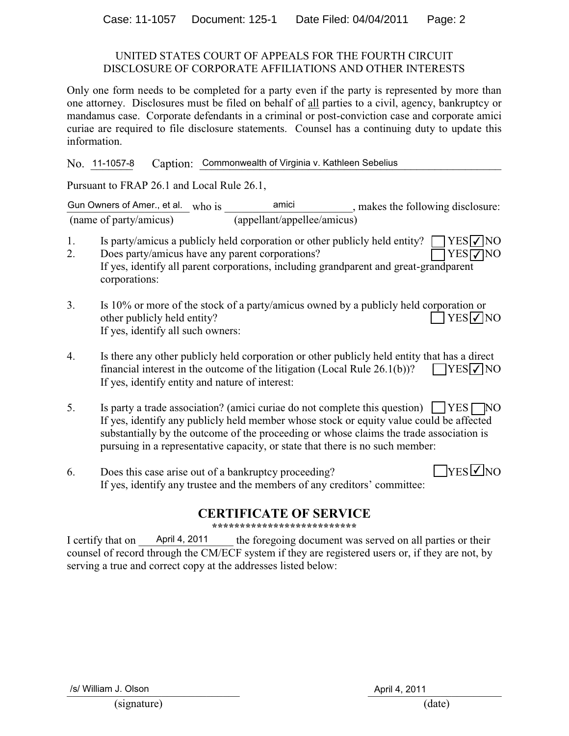UNITED STATES COURT OF APPEALS FOR THE FOURTH CIRCUIT
DISCLOSURE OF CORPORATE AFFILIATIONS AND OTHER INTERESTS

Only one form needs to be completed for a party even if the party is represented by more than one attorney. Disclosures must be filed on behalf of all parties to a civil, agency, bankruptcy or mandamus case. Corporate defendants in a criminal or post-conviction case and corporate amici curiae are required to file disclosure statements. Counsel has a continuing duty to update this information.

No. 11-1057-8 Caption: Commonwealth of Virginia v. Kathleen Sebelius

Pursuant to FRAP 26.1 and Local Rule 26.1,

Gun Owners of Amer., et al. (name of party/amicus) who is amici (appellant/appellee/amicus), makes the following disclosure:

1. Is party/amicus a publicly held corporation or other publicly held entity? ☐ YES ☑ NO
2. Does party/amicus have any parent corporations? ☐ YES ☑ NO
   If yes, identify all parent corporations, including grandparent and great-grandparent corporations:

3. Is 10% or more of the stock of a party/amicus owned by a publicly held corporation or other publicly held entity? ☐ YES ☑ NO
   If yes, identify all such owners:

4. Is there any other publicly held corporation or other publicly held entity that has a direct financial interest in the outcome of the litigation (Local Rule 26.1(b))? ☐ YES ☑ NO
   If yes, identify entity and nature of interest:

5. Is party a trade association? (amici curiae do not complete this question) ☐ YES ☐ NO
   If yes, identify any publicly held member whose stock or equity value could be affected substantially by the outcome of the proceeding or whose claims the trade association is pursuing in a representative capacity, or state that there is no such member:

6. Does this case arise out of a bankruptcy proceeding? ☐ YES ☑ NO
   If yes, identify any trustee and the members of any creditors' committee:

## CERTIFICATE OF SERVICE

**************************

I certify that on April 4, 2011 the foregoing document was served on all parties or their counsel of record through the CM/ECF system if they are registered users or, if they are not, by serving a true and correct copy at the addresses listed below:

/s/ William J. Olson
(signature)

April 4, 2011
(date)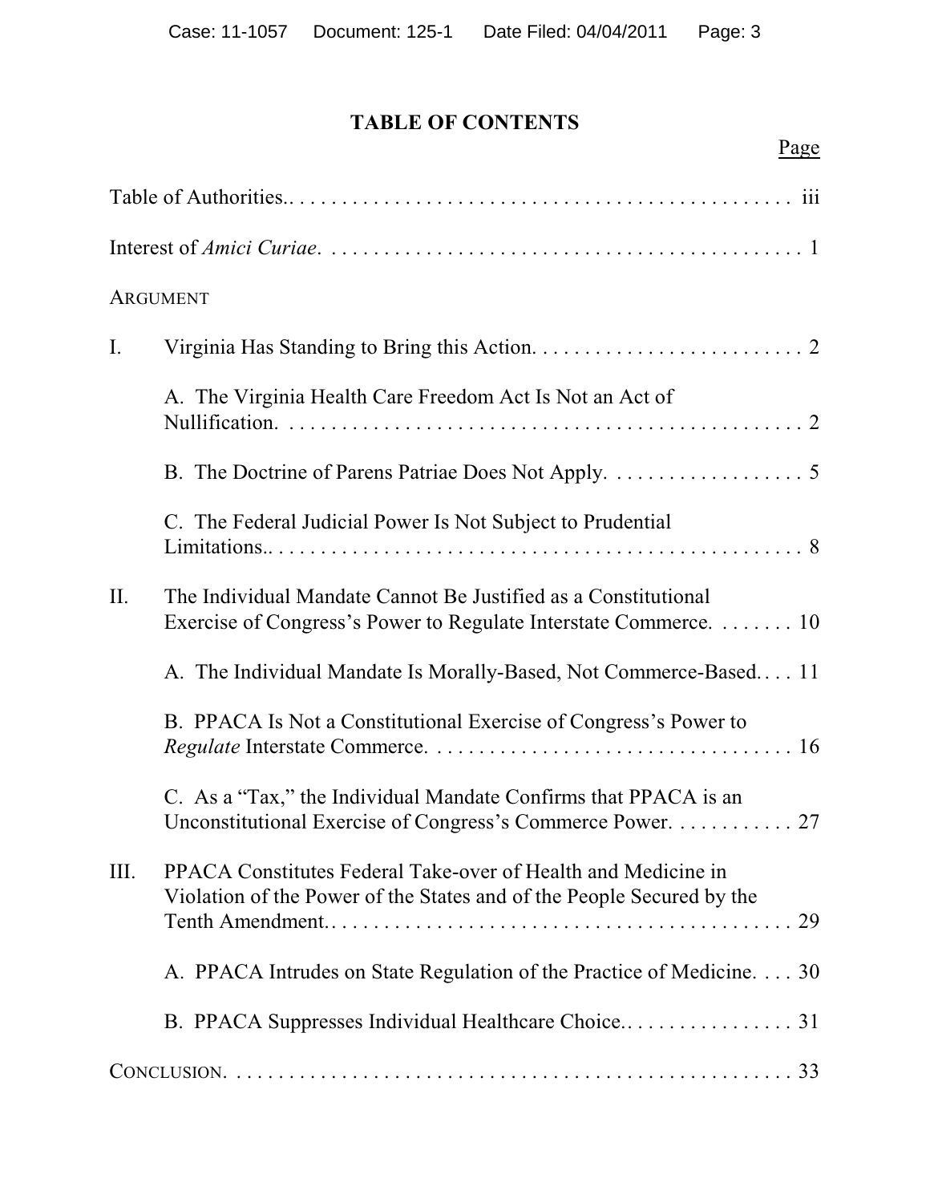# TABLE OF CONTENTS

Page

Table of Authorities.. iii

Interest of *Amici Curiae*. 1

ARGUMENT

I. Virginia Has Standing to Bring this Action. 2

A. The Virginia Health Care Freedom Act Is Not an Act of Nullification. 2

B. The Doctrine of Parens Patriae Does Not Apply. 5

C. The Federal Judicial Power Is Not Subject to Prudential Limitations.. 8

II. The Individual Mandate Cannot Be Justified as a Constitutional Exercise of Congress's Power to Regulate Interstate Commerce. 10

A. The Individual Mandate Is Morally-Based, Not Commerce-Based. 11

B. PPACA Is Not a Constitutional Exercise of Congress's Power to *Regulate* Interstate Commerce. 16

C. As a "Tax," the Individual Mandate Confirms that PPACA is an Unconstitutional Exercise of Congress's Commerce Power. 27

III. PPACA Constitutes Federal Take-over of Health and Medicine in Violation of the Power of the States and of the People Secured by the Tenth Amendment.. 29

A. PPACA Intrudes on State Regulation of the Practice of Medicine. 30

B. PPACA Suppresses Individual Healthcare Choice.. 31

CONCLUSION. 33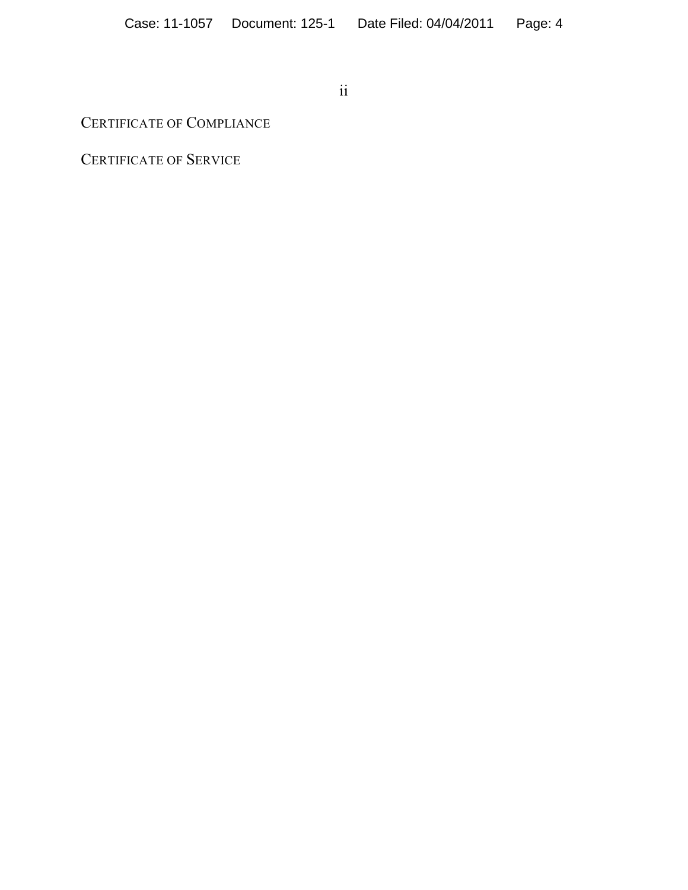CERTIFICATE OF COMPLIANCE

CERTIFICATE OF SERVICE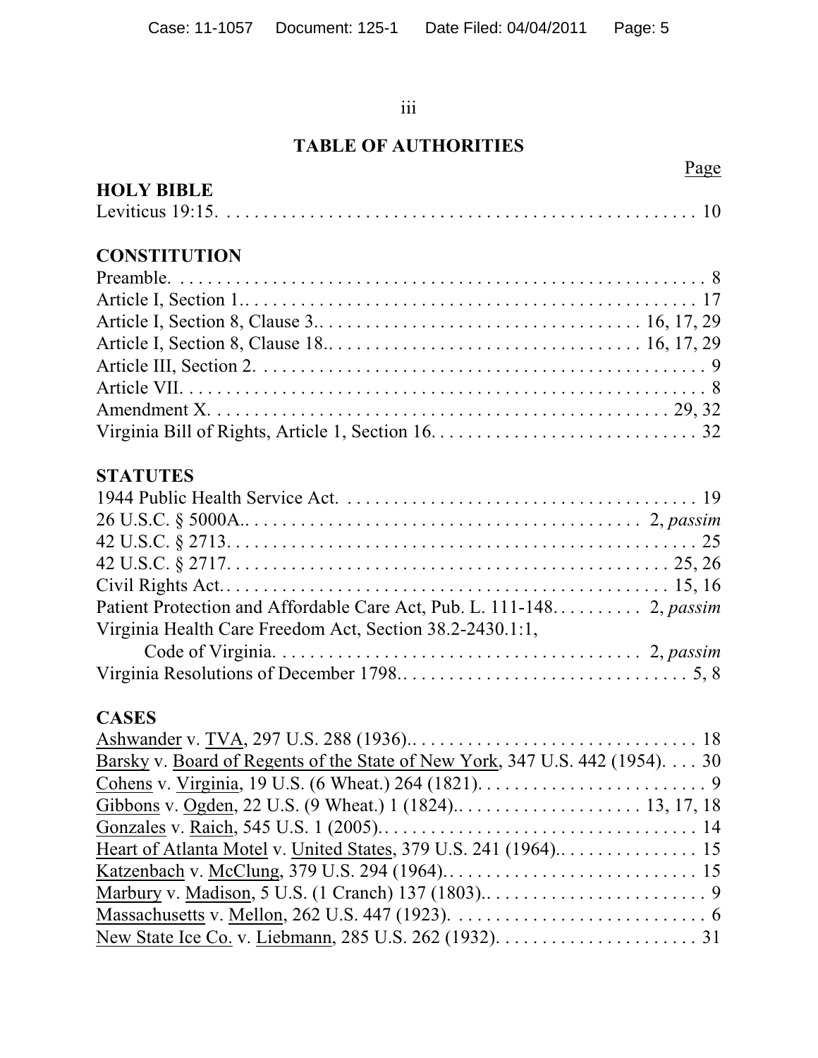## TABLE OF AUTHORITIES

Page

**HOLY BIBLE**

Leviticus 19:15. . . . . . . . . . . . . . . . . . . . . . . . . . . . . . . . . . . . . . . . . . . . . . . . . . . . . 10

**CONSTITUTION**

Preamble. . . . . . . . . . . . . . . . . . . . . . . . . . . . . . . . . . . . . . . . . . . . . . . . . . . . . . . . . . 8
Article I, Section 1.. . . . . . . . . . . . . . . . . . . . . . . . . . . . . . . . . . . . . . . . . . . . . . . . . . 17
Article I, Section 8, Clause 3.. . . . . . . . . . . . . . . . . . . . . . . . . . . . . . . . . . 16, 17, 29
Article I, Section 8, Clause 18.. . . . . . . . . . . . . . . . . . . . . . . . . . . . . . . . . 16, 17, 29
Article III, Section 2. . . . . . . . . . . . . . . . . . . . . . . . . . . . . . . . . . . . . . . . . . . . . . . . . . 9
Article VII. . . . . . . . . . . . . . . . . . . . . . . . . . . . . . . . . . . . . . . . . . . . . . . . . . . . . . . . . 8
Amendment X. . . . . . . . . . . . . . . . . . . . . . . . . . . . . . . . . . . . . . . . . . . . . . . . . . 29, 32
Virginia Bill of Rights, Article 1, Section 16. . . . . . . . . . . . . . . . . . . . . . . . . . . . . 32

**STATUTES**

1944 Public Health Service Act. . . . . . . . . . . . . . . . . . . . . . . . . . . . . . . . . . . . . . . 19
26 U.S.C. § 5000A.. . . . . . . . . . . . . . . . . . . . . . . . . . . . . . . . . . . . . . . . . . 2, *passim*
42 U.S.C. § 2713. . . . . . . . . . . . . . . . . . . . . . . . . . . . . . . . . . . . . . . . . . . . . . . . . . . 25
42 U.S.C. § 2717. . . . . . . . . . . . . . . . . . . . . . . . . . . . . . . . . . . . . . . . . . . . . . . . 25, 26
Civil Rights Act.. . . . . . . . . . . . . . . . . . . . . . . . . . . . . . . . . . . . . . . . . . . . . . . . 15, 16
Patient Protection and Affordable Care Act, Pub. L. 111-148. . . . . . . . . . 2, *passim*
Virginia Health Care Freedom Act, Section 38.2-2430.1:1,
    Code of Virginia. . . . . . . . . . . . . . . . . . . . . . . . . . . . . . . . . . . . . . . . 2, *passim*
Virginia Resolutions of December 1798.. . . . . . . . . . . . . . . . . . . . . . . . . . . . . . . 5, 8

**CASES**

Ashwander v. TVA, 297 U.S. 288 (1936).. . . . . . . . . . . . . . . . . . . . . . . . . . . . . . . 18
Barsky v. Board of Regents of the State of New York, 347 U.S. 442 (1954). . . . 30
Cohens v. Virginia, 19 U.S. (6 Wheat.) 264 (1821). . . . . . . . . . . . . . . . . . . . . . . . . 9
Gibbons v. Ogden, 22 U.S. (9 Wheat.) 1 (1824).. . . . . . . . . . . . . . . . . . . . 13, 17, 18
Gonzales v. Raich, 545 U.S. 1 (2005).. . . . . . . . . . . . . . . . . . . . . . . . . . . . . . . . . . 14
Heart of Atlanta Motel v. United States, 379 U.S. 241 (1964).. . . . . . . . . . . . . . . 15
Katzenbach v. McClung, 379 U.S. 294 (1964).. . . . . . . . . . . . . . . . . . . . . . . . . . . 15
Marbury v. Madison, 5 U.S. (1 Cranch) 137 (1803).. . . . . . . . . . . . . . . . . . . . . . . . 9
Massachusetts v. Mellon, 262 U.S. 447 (1923). . . . . . . . . . . . . . . . . . . . . . . . . . . . 6
New State Ice Co. v. Liebmann, 285 U.S. 262 (1932). . . . . . . . . . . . . . . . . . . . . . 31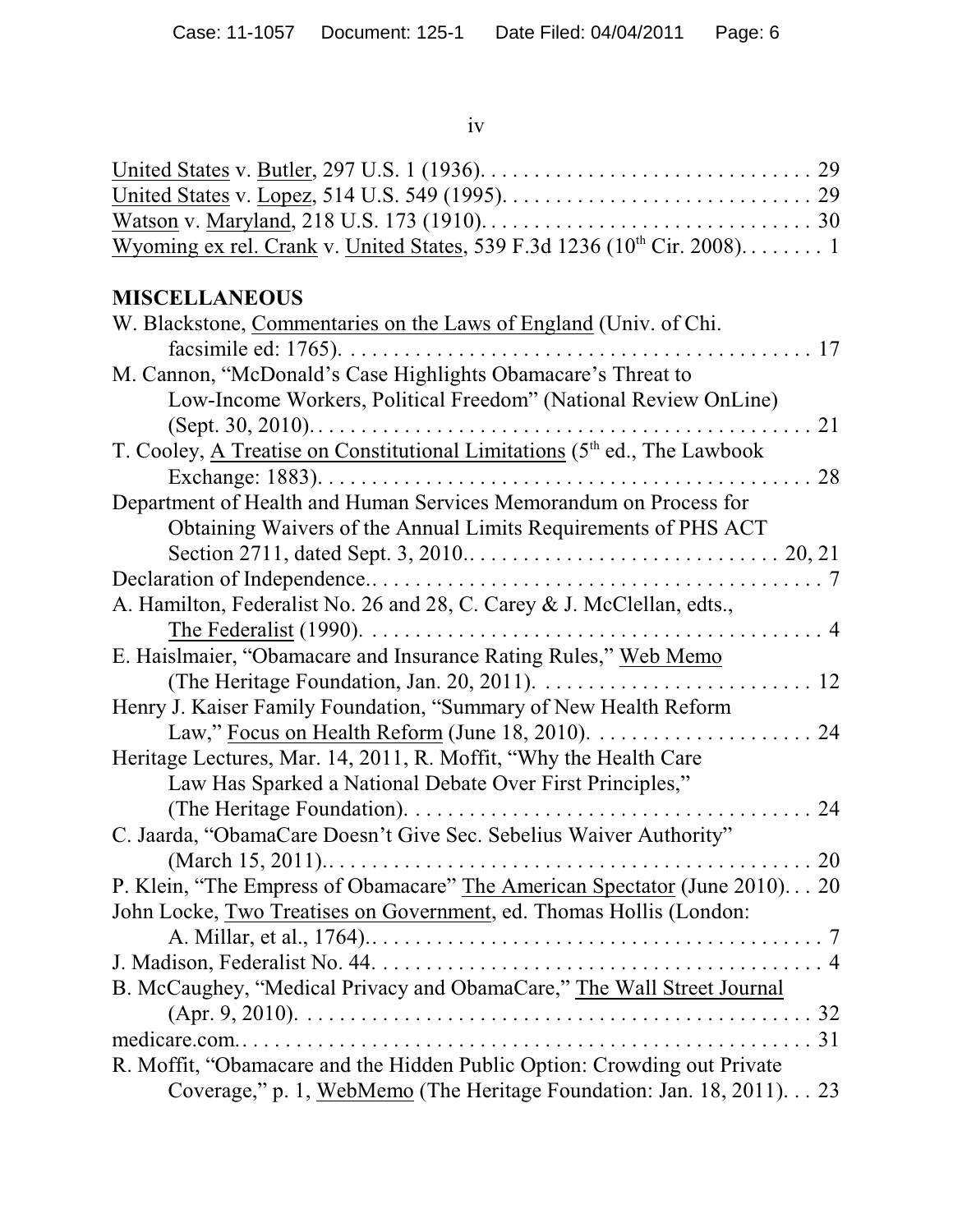United States v. Butler, 297 U.S. 1 (1936). . . . . . . . . . . . . . . . . . . . . . . . . . . . . . . 29
United States v. Lopez, 514 U.S. 549 (1995). . . . . . . . . . . . . . . . . . . . . . . . . . . . . 29
Watson v. Maryland, 218 U.S. 173 (1910). . . . . . . . . . . . . . . . . . . . . . . . . . . . . . . 30
Wyoming ex rel. Crank v. United States, 539 F.3d 1236 (10th Cir. 2008). . . . . . . . 1

**MISCELLANEOUS**

W. Blackstone, Commentaries on the Laws of England (Univ. of Chi. facsimile ed: 1765). . . . . . . . . . . . . . . . . . . . . . . . . . . . . . . . . . . . . . . . . . . 17
M. Cannon, "McDonald's Case Highlights Obamacare's Threat to Low-Income Workers, Political Freedom" (National Review OnLine) (Sept. 30, 2010). . . . . . . . . . . . . . . . . . . . . . . . . . . . . . . . . . . . . . . . . . . . . . 21
T. Cooley, A Treatise on Constitutional Limitations (5th ed., The Lawbook Exchange: 1883). . . . . . . . . . . . . . . . . . . . . . . . . . . . . . . . . . . . . . . . . . . . . 28
Department of Health and Human Services Memorandum on Process for Obtaining Waivers of the Annual Limits Requirements of PHS ACT Section 2711, dated Sept. 3, 2010.. . . . . . . . . . . . . . . . . . . . . . . . . . . . 20, 21
Declaration of Independence.. . . . . . . . . . . . . . . . . . . . . . . . . . . . . . . . . . . . . . . . . 7
A. Hamilton, Federalist No. 26 and 28, C. Carey & J. McClellan, edts., The Federalist (1990). . . . . . . . . . . . . . . . . . . . . . . . . . . . . . . . . . . . . . . . . . . 4
E. Haislmaier, "Obamacare and Insurance Rating Rules," Web Memo (The Heritage Foundation, Jan. 20, 2011). . . . . . . . . . . . . . . . . . . . . . . . . 12
Henry J. Kaiser Family Foundation, "Summary of New Health Reform Law," Focus on Health Reform (June 18, 2010). . . . . . . . . . . . . . . . . . . . . 24
Heritage Lectures, Mar. 14, 2011, R. Moffit, "Why the Health Care Law Has Sparked a National Debate Over First Principles," (The Heritage Foundation). . . . . . . . . . . . . . . . . . . . . . . . . . . . . . . . . . . . . . 24
C. Jaarda, "ObamaCare Doesn't Give Sec. Sebelius Waiver Authority" (March 15, 2011).. . . . . . . . . . . . . . . . . . . . . . . . . . . . . . . . . . . . . . . . . . . . 20
P. Klein, "The Empress of Obamacare" The American Spectator (June 2010). . . 20
John Locke, Two Treatises on Government, ed. Thomas Hollis (London: A. Millar, et al., 1764).. . . . . . . . . . . . . . . . . . . . . . . . . . . . . . . . . . . . . . . . . . 7
J. Madison, Federalist No. 44. . . . . . . . . . . . . . . . . . . . . . . . . . . . . . . . . . . . . . . . . . 4
B. McCaughey, "Medical Privacy and ObamaCare," The Wall Street Journal (Apr. 9, 2010). . . . . . . . . . . . . . . . . . . . . . . . . . . . . . . . . . . . . . . . . . . . . . . . 32
medicare.com.. . . . . . . . . . . . . . . . . . . . . . . . . . . . . . . . . . . . . . . . . . . . . . . . . . . . . 31
R. Moffit, "Obamacare and the Hidden Public Option: Crowding out Private Coverage," p. 1, WebMemo (The Heritage Foundation: Jan. 18, 2011). . . 23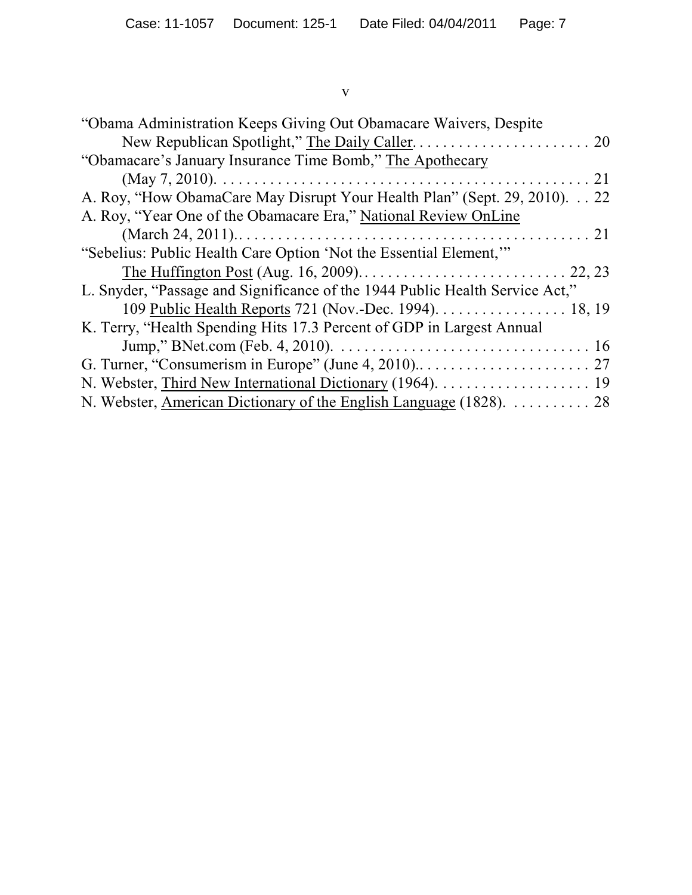"Obama Administration Keeps Giving Out Obamacare Waivers, Despite New Republican Spotlight," The Daily Caller. . . . . . . . . . . . . . . . . . . . . . . . 20

"Obamacare's January Insurance Time Bomb," The Apothecary (May 7, 2010). . . . . . . . . . . . . . . . . . . . . . . . . . . . . . . . . . . . . . . . . . . . . . . . 21

A. Roy, "How ObamaCare May Disrupt Your Health Plan" (Sept. 29, 2010). . . 22

A. Roy, "Year One of the Obamacare Era," National Review OnLine (March 24, 2011).. . . . . . . . . . . . . . . . . . . . . . . . . . . . . . . . . . . . . . . . . . . . . 21

"Sebelius: Public Health Care Option 'Not the Essential Element,'" The Huffington Post (Aug. 16, 2009).. . . . . . . . . . . . . . . . . . . . . . . . . . . 22, 23

L. Snyder, "Passage and Significance of the 1944 Public Health Service Act," 109 Public Health Reports 721 (Nov.-Dec. 1994). . . . . . . . . . . . . . . . . 18, 19

K. Terry, "Health Spending Hits 17.3 Percent of GDP in Largest Annual Jump," BNet.com (Feb. 4, 2010). . . . . . . . . . . . . . . . . . . . . . . . . . . . . . . . . 16

G. Turner, "Consumerism in Europe" (June 4, 2010).. . . . . . . . . . . . . . . . . . . . . . 27

N. Webster, Third New International Dictionary (1964). . . . . . . . . . . . . . . . . . . . 19

N. Webster, American Dictionary of the English Language (1828). . . . . . . . . . . 28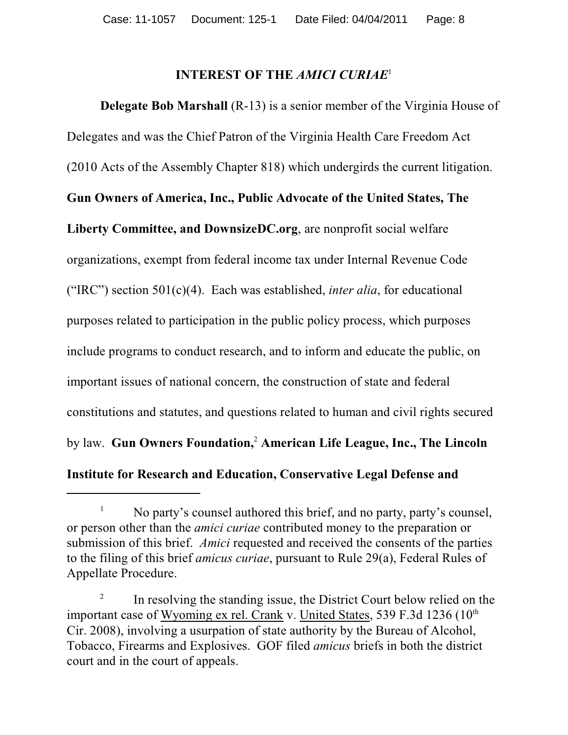## INTEREST OF THE *AMICI CURIAE*[1]

**Delegate Bob Marshall** (R-13) is a senior member of the Virginia House of Delegates and was the Chief Patron of the Virginia Health Care Freedom Act (2010 Acts of the Assembly Chapter 818) which undergirds the current litigation. **Gun Owners of America, Inc., Public Advocate of the United States, The Liberty Committee, and DownsizeDC.org**, are nonprofit social welfare organizations, exempt from federal income tax under Internal Revenue Code ("IRC") section 501(c)(4). Each was established, *inter alia*, for educational purposes related to participation in the public policy process, which purposes include programs to conduct research, and to inform and educate the public, on important issues of national concern, the construction of state and federal constitutions and statutes, and questions related to human and civil rights secured by law. **Gun Owners Foundation,**[2] **American Life League, Inc., The Lincoln Institute for Research and Education, Conservative Legal Defense and**

---

[1] No party's counsel authored this brief, and no party, party's counsel, or person other than the *amici curiae* contributed money to the preparation or submission of this brief. *Amici* requested and received the consents of the parties to the filing of this brief *amicus curiae*, pursuant to Rule 29(a), Federal Rules of Appellate Procedure.

[2] In resolving the standing issue, the District Court below relied on the important case of Wyoming ex rel. Crank v. United States, 539 F.3d 1236 (10th Cir. 2008), involving a usurpation of state authority by the Bureau of Alcohol, Tobacco, Firearms and Explosives. GOF filed *amicus* briefs in both the district court and in the court of appeals.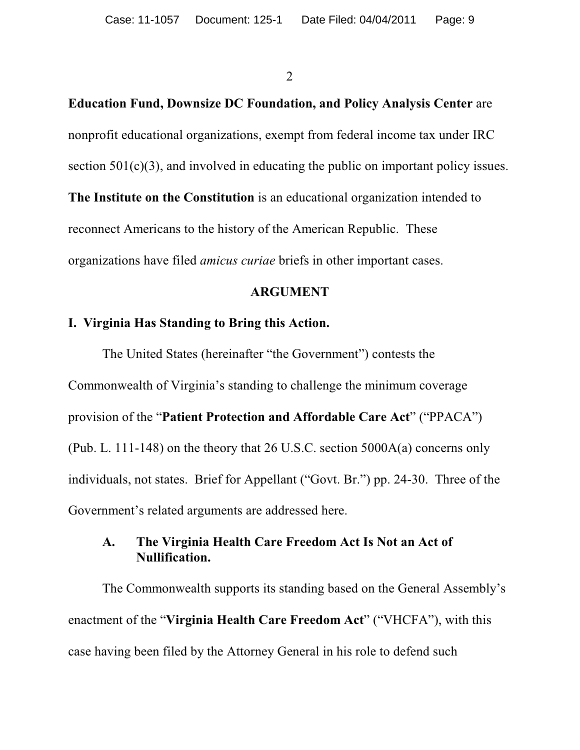**Education Fund, Downsize DC Foundation, and Policy Analysis Center** are nonprofit educational organizations, exempt from federal income tax under IRC section 501(c)(3), and involved in educating the public on important policy issues. **The Institute on the Constitution** is an educational organization intended to reconnect Americans to the history of the American Republic. These organizations have filed *amicus curiae* briefs in other important cases.

## ARGUMENT

### I. Virginia Has Standing to Bring this Action.

The United States (hereinafter "the Government") contests the Commonwealth of Virginia's standing to challenge the minimum coverage provision of the "**Patient Protection and Affordable Care Act**" ("PPACA") (Pub. L. 111-148) on the theory that 26 U.S.C. section 5000A(a) concerns only individuals, not states. Brief for Appellant ("Govt. Br.") pp. 24-30. Three of the Government's related arguments are addressed here.

#### A. The Virginia Health Care Freedom Act Is Not an Act of Nullification.

The Commonwealth supports its standing based on the General Assembly's enactment of the "**Virginia Health Care Freedom Act**" ("VHCFA"), with this case having been filed by the Attorney General in his role to defend such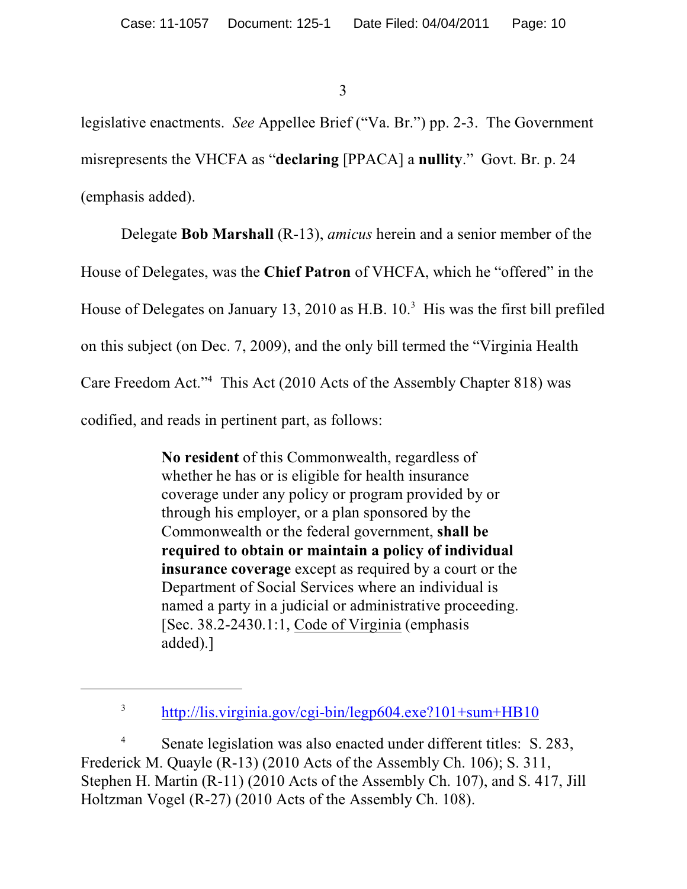legislative enactments. *See* Appellee Brief ("Va. Br.") pp. 2-3. The Government misrepresents the VHCFA as "**declaring** [PPACA] a **nullity**." Govt. Br. p. 24 (emphasis added).

Delegate **Bob Marshall** (R-13), *amicus* herein and a senior member of the House of Delegates, was the **Chief Patron** of VHCFA, which he "offered" in the House of Delegates on January 13, 2010 as H.B. 10.[3] His was the first bill prefiled on this subject (on Dec. 7, 2009), and the only bill termed the "Virginia Health Care Freedom Act."[4] This Act (2010 Acts of the Assembly Chapter 818) was codified, and reads in pertinent part, as follows:

> **No resident** of this Commonwealth, regardless of whether he has or is eligible for health insurance coverage under any policy or program provided by or through his employer, or a plan sponsored by the Commonwealth or the federal government, **shall be required to obtain or maintain a policy of individual insurance coverage** except as required by a court or the Department of Social Services where an individual is named a party in a judicial or administrative proceeding. [Sec. 38.2-2430.1:1, Code of Virginia (emphasis added).]

---

[3] http://lis.virginia.gov/cgi-bin/legp604.exe?101+sum+HB10

[4] Senate legislation was also enacted under different titles: S. 283, Frederick M. Quayle (R-13) (2010 Acts of the Assembly Ch. 106); S. 311, Stephen H. Martin (R-11) (2010 Acts of the Assembly Ch. 107), and S. 417, Jill Holtzman Vogel (R-27) (2010 Acts of the Assembly Ch. 108).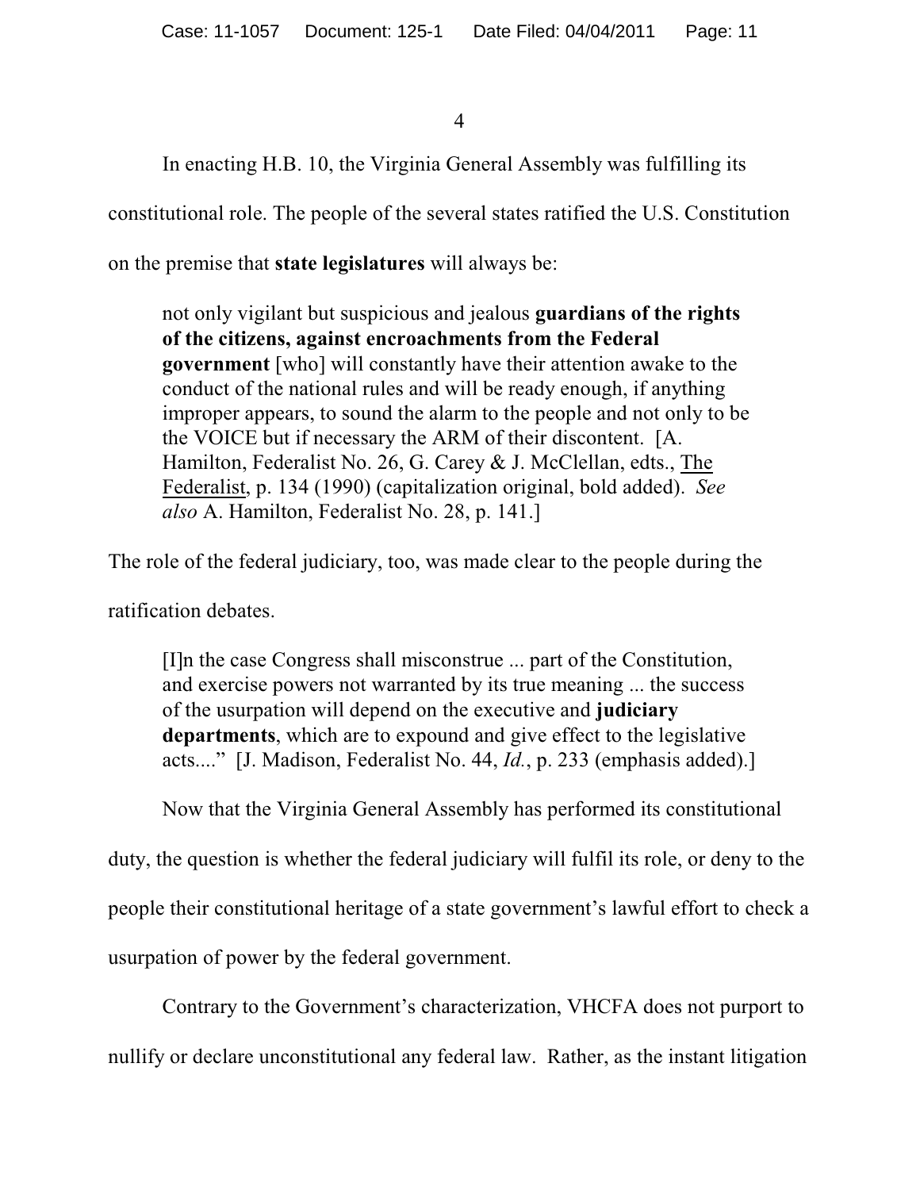In enacting H.B. 10, the Virginia General Assembly was fulfilling its constitutional role. The people of the several states ratified the U.S. Constitution on the premise that **state legislatures** will always be:

> not only vigilant but suspicious and jealous **guardians of the rights of the citizens, against encroachments from the Federal government** [who] will constantly have their attention awake to the conduct of the national rules and will be ready enough, if anything improper appears, to sound the alarm to the people and not only to be the VOICE but if necessary the ARM of their discontent. [A. Hamilton, Federalist No. 26, G. Carey & J. McClellan, edts., The Federalist, p. 134 (1990) (capitalization original, bold added). *See also* A. Hamilton, Federalist No. 28, p. 141.]

The role of the federal judiciary, too, was made clear to the people during the ratification debates.

> [I]n the case Congress shall misconstrue ... part of the Constitution, and exercise powers not warranted by its true meaning ... the success of the usurpation will depend on the executive and **judiciary departments**, which are to expound and give effect to the legislative acts...." [J. Madison, Federalist No. 44, *Id.*, p. 233 (emphasis added).]

Now that the Virginia General Assembly has performed its constitutional duty, the question is whether the federal judiciary will fulfil its role, or deny to the people their constitutional heritage of a state government's lawful effort to check a usurpation of power by the federal government.

Contrary to the Government's characterization, VHCFA does not purport to nullify or declare unconstitutional any federal law. Rather, as the instant litigation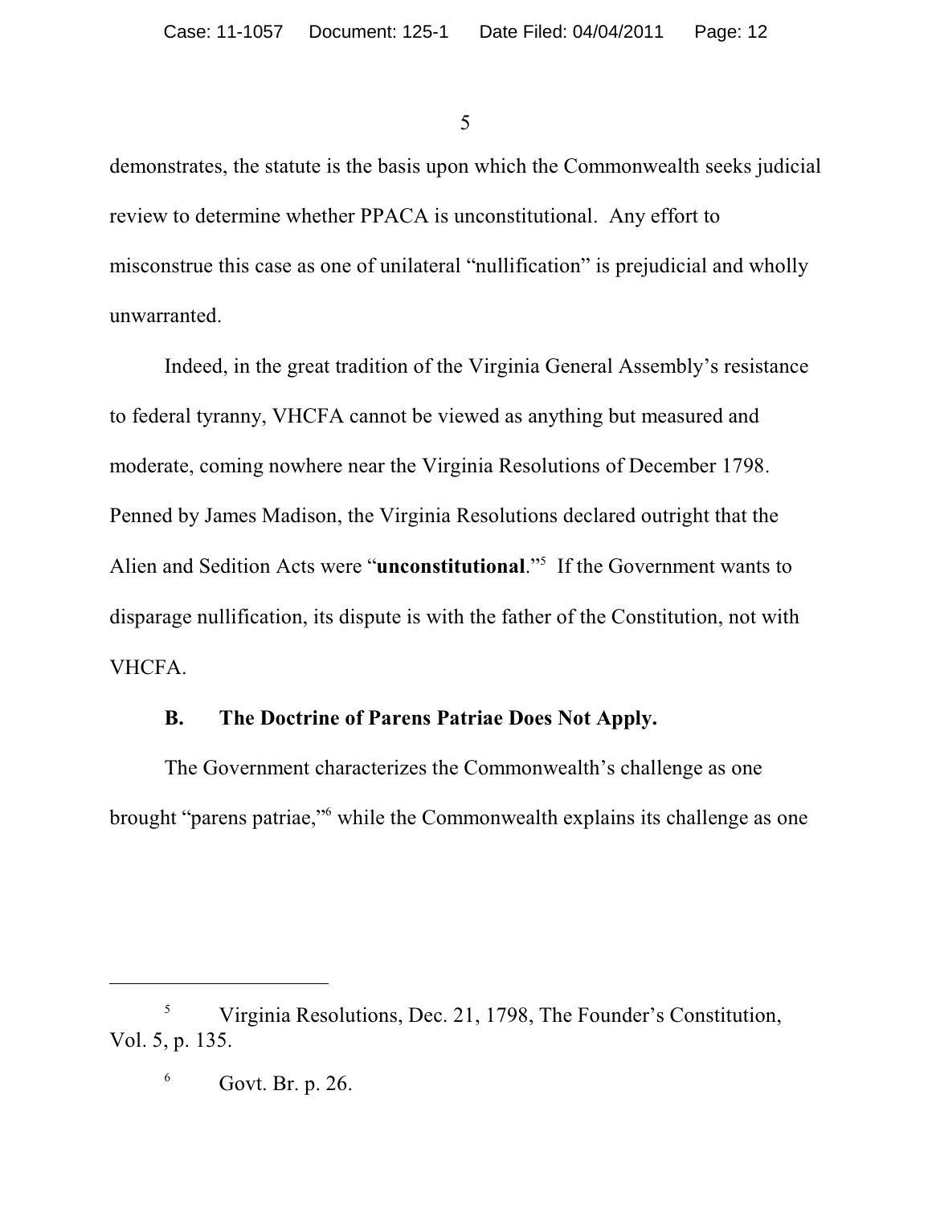demonstrates, the statute is the basis upon which the Commonwealth seeks judicial review to determine whether PPACA is unconstitutional. Any effort to misconstrue this case as one of unilateral "nullification" is prejudicial and wholly unwarranted.

Indeed, in the great tradition of the Virginia General Assembly's resistance to federal tyranny, VHCFA cannot be viewed as anything but measured and moderate, coming nowhere near the Virginia Resolutions of December 1798. Penned by James Madison, the Virginia Resolutions declared outright that the Alien and Sedition Acts were "**unconstitutional**."[5] If the Government wants to disparage nullification, its dispute is with the father of the Constitution, not with VHCFA.

### B. The Doctrine of Parens Patriae Does Not Apply.

The Government characterizes the Commonwealth's challenge as one brought "parens patriae,"[6] while the Commonwealth explains its challenge as one

---

[5] Virginia Resolutions, Dec. 21, 1798, The Founder's Constitution, Vol. 5, p. 135.

[6] Govt. Br. p. 26.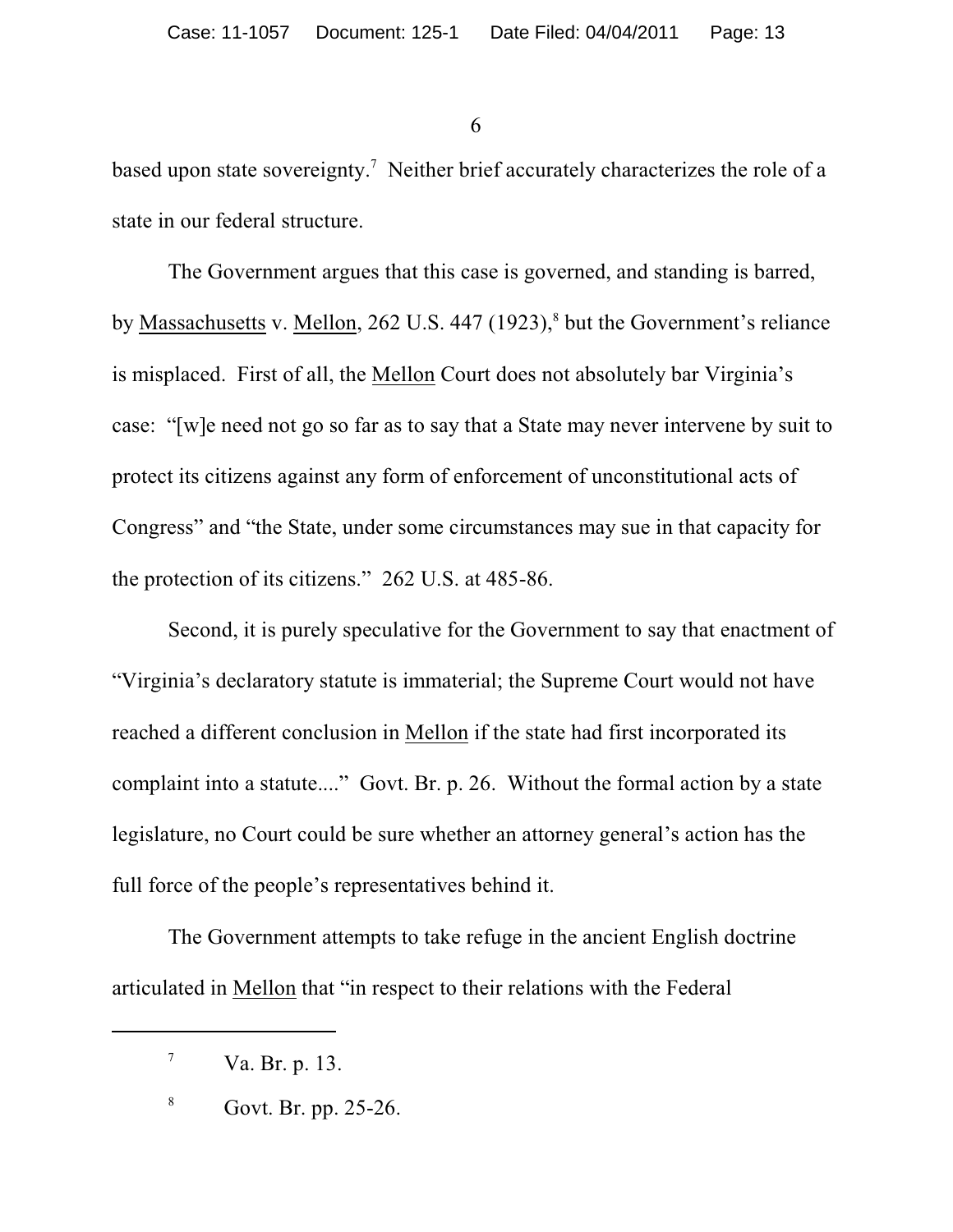based upon state sovereignty.[7] Neither brief accurately characterizes the role of a state in our federal structure.

The Government argues that this case is governed, and standing is barred, by Massachusetts v. Mellon, 262 U.S. 447 (1923),[8] but the Government's reliance is misplaced. First of all, the Mellon Court does not absolutely bar Virginia's case: "[w]e need not go so far as to say that a State may never intervene by suit to protect its citizens against any form of enforcement of unconstitutional acts of Congress" and "the State, under some circumstances may sue in that capacity for the protection of its citizens." 262 U.S. at 485-86.

Second, it is purely speculative for the Government to say that enactment of "Virginia's declaratory statute is immaterial; the Supreme Court would not have reached a different conclusion in Mellon if the state had first incorporated its complaint into a statute...." Govt. Br. p. 26. Without the formal action by a state legislature, no Court could be sure whether an attorney general's action has the full force of the people's representatives behind it.

The Government attempts to take refuge in the ancient English doctrine articulated in Mellon that "in respect to their relations with the Federal

---

[7] Va. Br. p. 13.

[8] Govt. Br. pp. 25-26.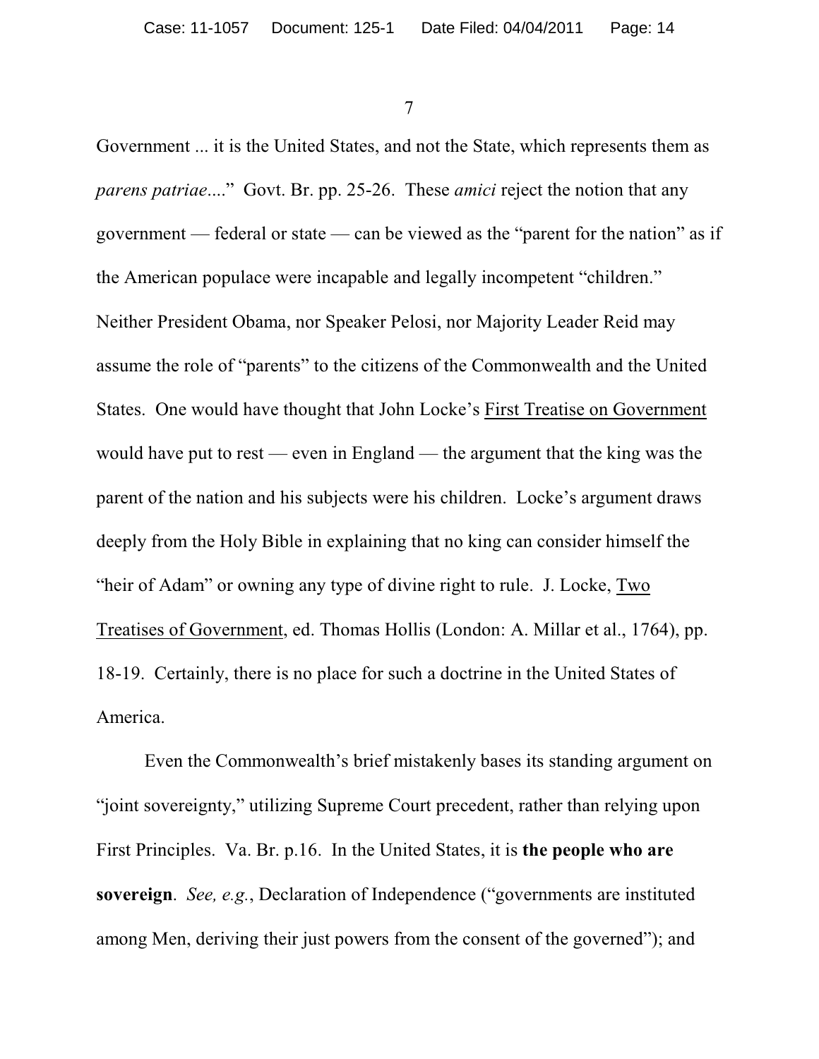Government ... it is the United States, and not the State, which represents them as *parens patriae*...." Govt. Br. pp. 25-26. These *amici* reject the notion that any government — federal or state — can be viewed as the "parent for the nation" as if the American populace were incapable and legally incompetent "children." Neither President Obama, nor Speaker Pelosi, nor Majority Leader Reid may assume the role of "parents" to the citizens of the Commonwealth and the United States. One would have thought that John Locke's First Treatise on Government would have put to rest — even in England — the argument that the king was the parent of the nation and his subjects were his children. Locke's argument draws deeply from the Holy Bible in explaining that no king can consider himself the "heir of Adam" or owning any type of divine right to rule. J. Locke, Two Treatises of Government, ed. Thomas Hollis (London: A. Millar et al., 1764), pp. 18-19. Certainly, there is no place for such a doctrine in the United States of America.

Even the Commonwealth's brief mistakenly bases its standing argument on "joint sovereignty," utilizing Supreme Court precedent, rather than relying upon First Principles. Va. Br. p.16. In the United States, it is **the people who are sovereign**. *See, e.g.*, Declaration of Independence ("governments are instituted among Men, deriving their just powers from the consent of the governed"); and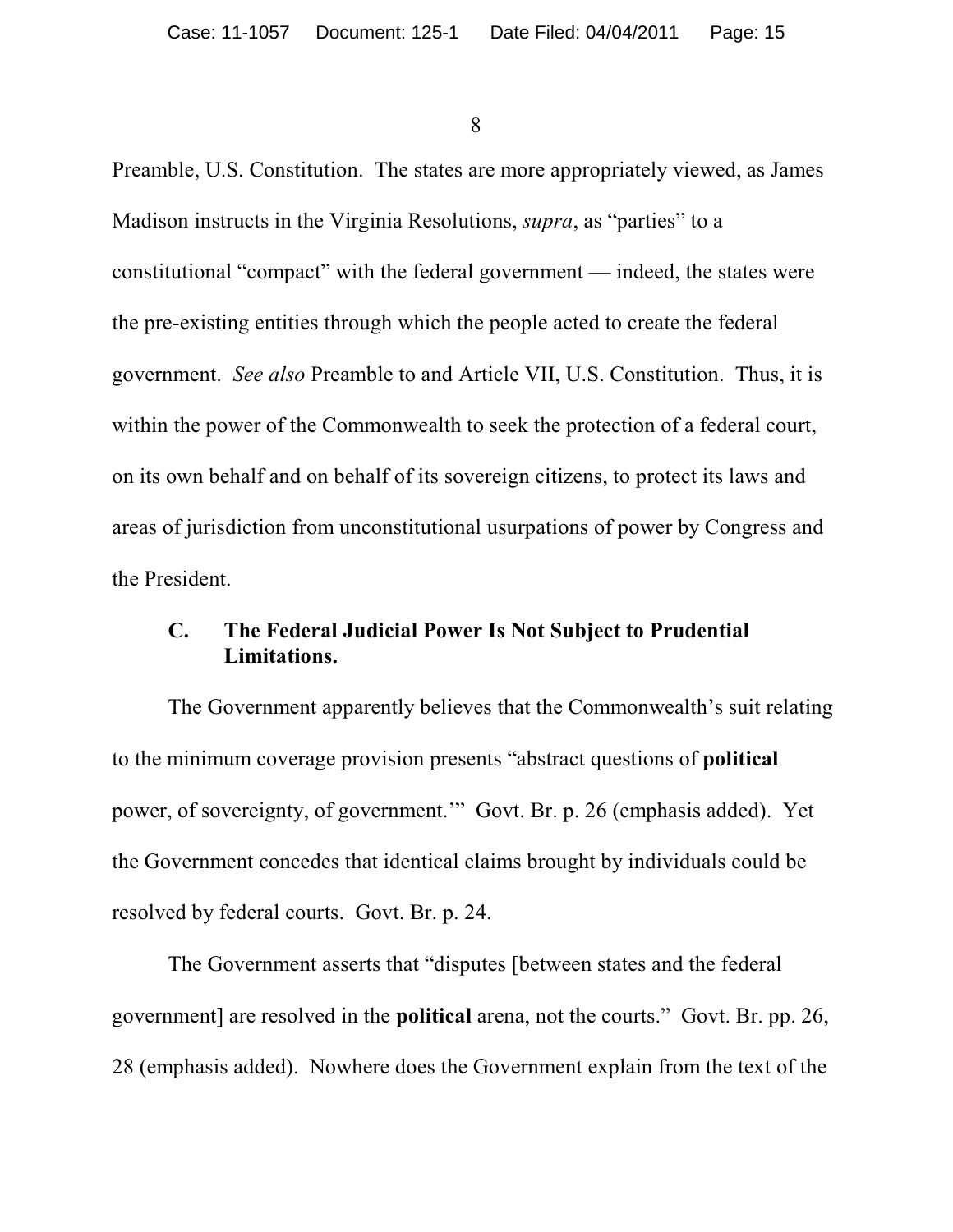Preamble, U.S. Constitution. The states are more appropriately viewed, as James Madison instructs in the Virginia Resolutions, *supra*, as "parties" to a constitutional "compact" with the federal government — indeed, the states were the pre-existing entities through which the people acted to create the federal government. *See also* Preamble to and Article VII, U.S. Constitution. Thus, it is within the power of the Commonwealth to seek the protection of a federal court, on its own behalf and on behalf of its sovereign citizens, to protect its laws and areas of jurisdiction from unconstitutional usurpations of power by Congress and the President.

### C. The Federal Judicial Power Is Not Subject to Prudential Limitations.

The Government apparently believes that the Commonwealth's suit relating to the minimum coverage provision presents "abstract questions of **political** power, of sovereignty, of government.'" Govt. Br. p. 26 (emphasis added). Yet the Government concedes that identical claims brought by individuals could be resolved by federal courts. Govt. Br. p. 24.

The Government asserts that "disputes [between states and the federal government] are resolved in the **political** arena, not the courts." Govt. Br. pp. 26, 28 (emphasis added). Nowhere does the Government explain from the text of the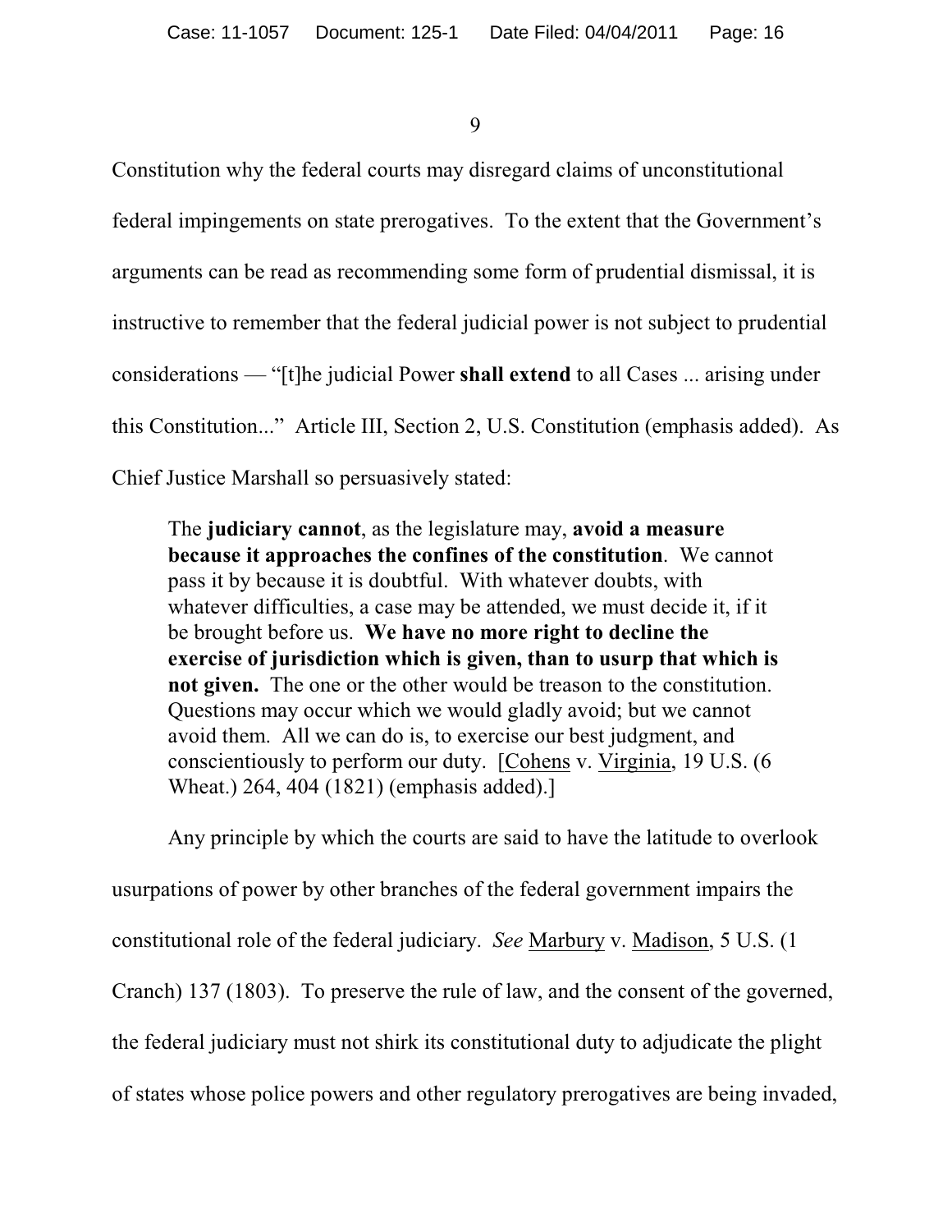Constitution why the federal courts may disregard claims of unconstitutional federal impingements on state prerogatives. To the extent that the Government's arguments can be read as recommending some form of prudential dismissal, it is instructive to remember that the federal judicial power is not subject to prudential considerations — "[t]he judicial Power **shall extend** to all Cases ... arising under this Constitution..." Article III, Section 2, U.S. Constitution (emphasis added). As Chief Justice Marshall so persuasively stated:

> The **judiciary cannot**, as the legislature may, **avoid a measure because it approaches the confines of the constitution**. We cannot pass it by because it is doubtful. With whatever doubts, with whatever difficulties, a case may be attended, we must decide it, if it be brought before us. **We have no more right to decline the exercise of jurisdiction which is given, than to usurp that which is not given.** The one or the other would be treason to the constitution. Questions may occur which we would gladly avoid; but we cannot avoid them. All we can do is, to exercise our best judgment, and conscientiously to perform our duty. [Cohens v. Virginia, 19 U.S. (6 Wheat.) 264, 404 (1821) (emphasis added).]

Any principle by which the courts are said to have the latitude to overlook usurpations of power by other branches of the federal government impairs the constitutional role of the federal judiciary. *See* Marbury v. Madison, 5 U.S. (1 Cranch) 137 (1803). To preserve the rule of law, and the consent of the governed, the federal judiciary must not shirk its constitutional duty to adjudicate the plight of states whose police powers and other regulatory prerogatives are being invaded,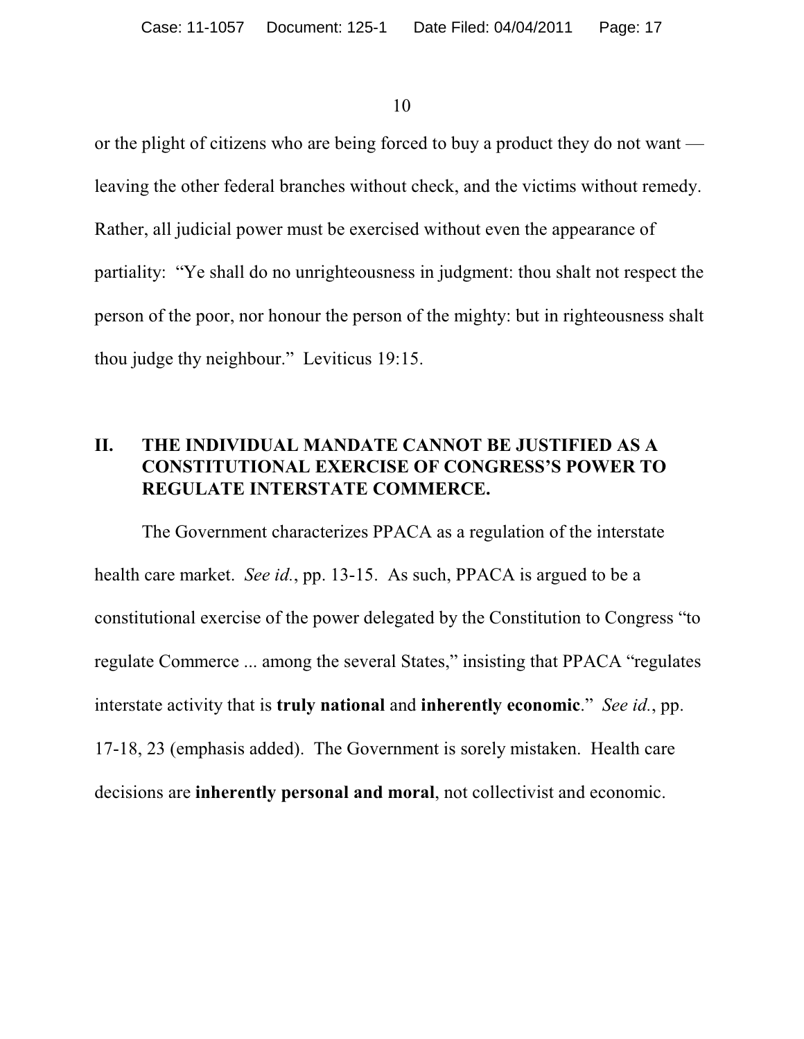or the plight of citizens who are being forced to buy a product they do not want — leaving the other federal branches without check, and the victims without remedy. Rather, all judicial power must be exercised without even the appearance of partiality: "Ye shall do no unrighteousness in judgment: thou shalt not respect the person of the poor, nor honour the person of the mighty: but in righteousness shalt thou judge thy neighbour." Leviticus 19:15.

## II. THE INDIVIDUAL MANDATE CANNOT BE JUSTIFIED AS A CONSTITUTIONAL EXERCISE OF CONGRESS'S POWER TO REGULATE INTERSTATE COMMERCE.

The Government characterizes PPACA as a regulation of the interstate health care market. *See id.*, pp. 13-15. As such, PPACA is argued to be a constitutional exercise of the power delegated by the Constitution to Congress "to regulate Commerce ... among the several States," insisting that PPACA "regulates interstate activity that is **truly national** and **inherently economic**." *See id.*, pp. 17-18, 23 (emphasis added). The Government is sorely mistaken. Health care decisions are **inherently personal and moral**, not collectivist and economic.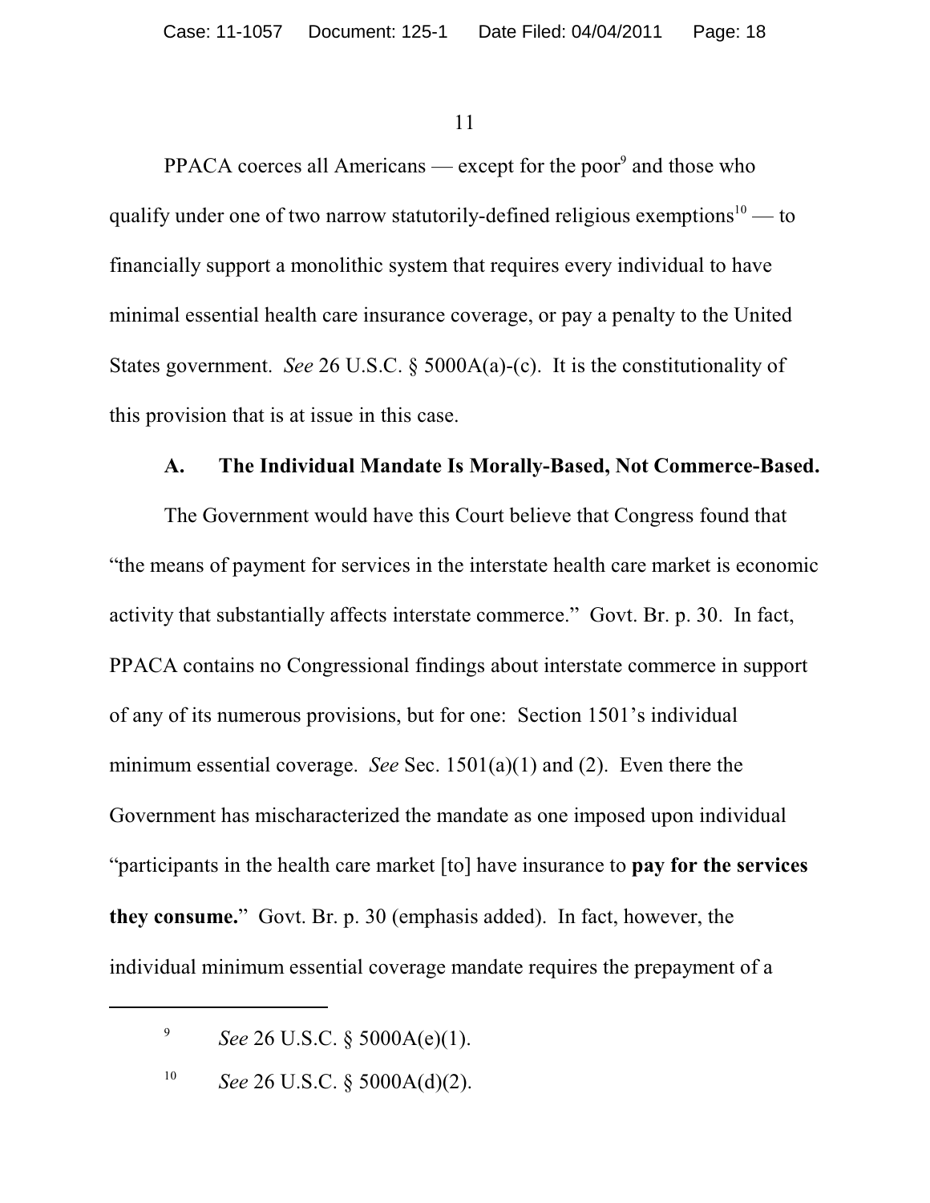PPACA coerces all Americans — except for the poor[9] and those who qualify under one of two narrow statutorily-defined religious exemptions[10] — to financially support a monolithic system that requires every individual to have minimal essential health care insurance coverage, or pay a penalty to the United States government. *See* 26 U.S.C. § 5000A(a)-(c). It is the constitutionality of this provision that is at issue in this case.

### A. The Individual Mandate Is Morally-Based, Not Commerce-Based.

The Government would have this Court believe that Congress found that "the means of payment for services in the interstate health care market is economic activity that substantially affects interstate commerce." Govt. Br. p. 30. In fact, PPACA contains no Congressional findings about interstate commerce in support of any of its numerous provisions, but for one: Section 1501's individual minimum essential coverage. *See* Sec. 1501(a)(1) and (2). Even there the Government has mischaracterized the mandate as one imposed upon individual "participants in the health care market [to] have insurance to **pay for the services they consume.**" Govt. Br. p. 30 (emphasis added). In fact, however, the individual minimum essential coverage mandate requires the prepayment of a

---

[9] *See* 26 U.S.C. § 5000A(e)(1).

[10] *See* 26 U.S.C. § 5000A(d)(2).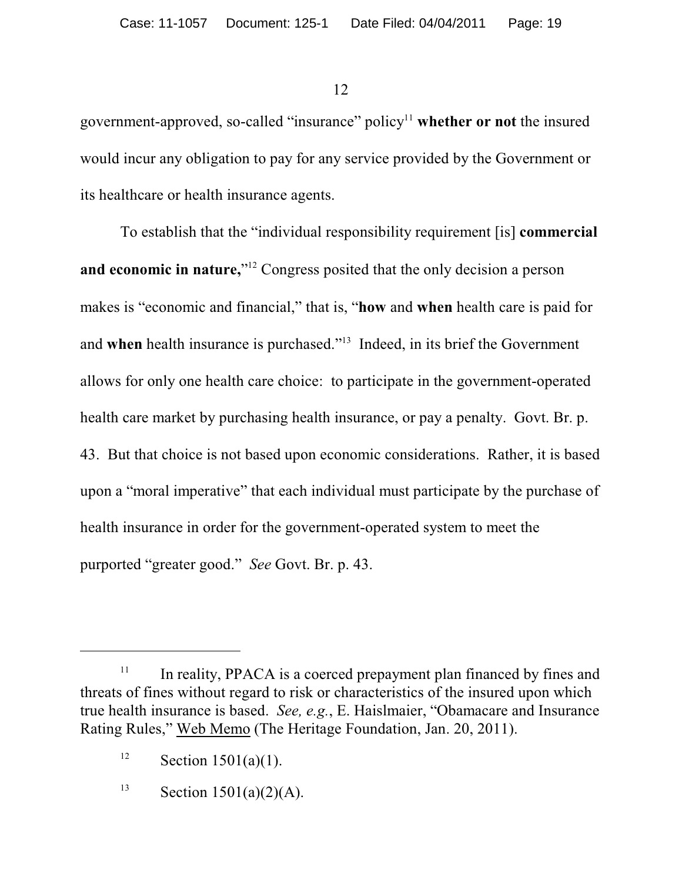government-approved, so-called "insurance" policy[11] **whether or not** the insured would incur any obligation to pay for any service provided by the Government or its healthcare or health insurance agents.

To establish that the "individual responsibility requirement [is] **commercial and economic in nature,**"[12] Congress posited that the only decision a person makes is "economic and financial," that is, "**how** and **when** health care is paid for and **when** health insurance is purchased."[13] Indeed, in its brief the Government allows for only one health care choice: to participate in the government-operated health care market by purchasing health insurance, or pay a penalty. Govt. Br. p. 43. But that choice is not based upon economic considerations. Rather, it is based upon a "moral imperative" that each individual must participate by the purchase of health insurance in order for the government-operated system to meet the purported "greater good." *See* Govt. Br. p. 43.

---

[11] In reality, PPACA is a coerced prepayment plan financed by fines and threats of fines without regard to risk or characteristics of the insured upon which true health insurance is based. *See, e.g.*, E. Haislmaier, "Obamacare and Insurance Rating Rules," Web Memo (The Heritage Foundation, Jan. 20, 2011).

[12] Section 1501(a)(1).

[13] Section 1501(a)(2)(A).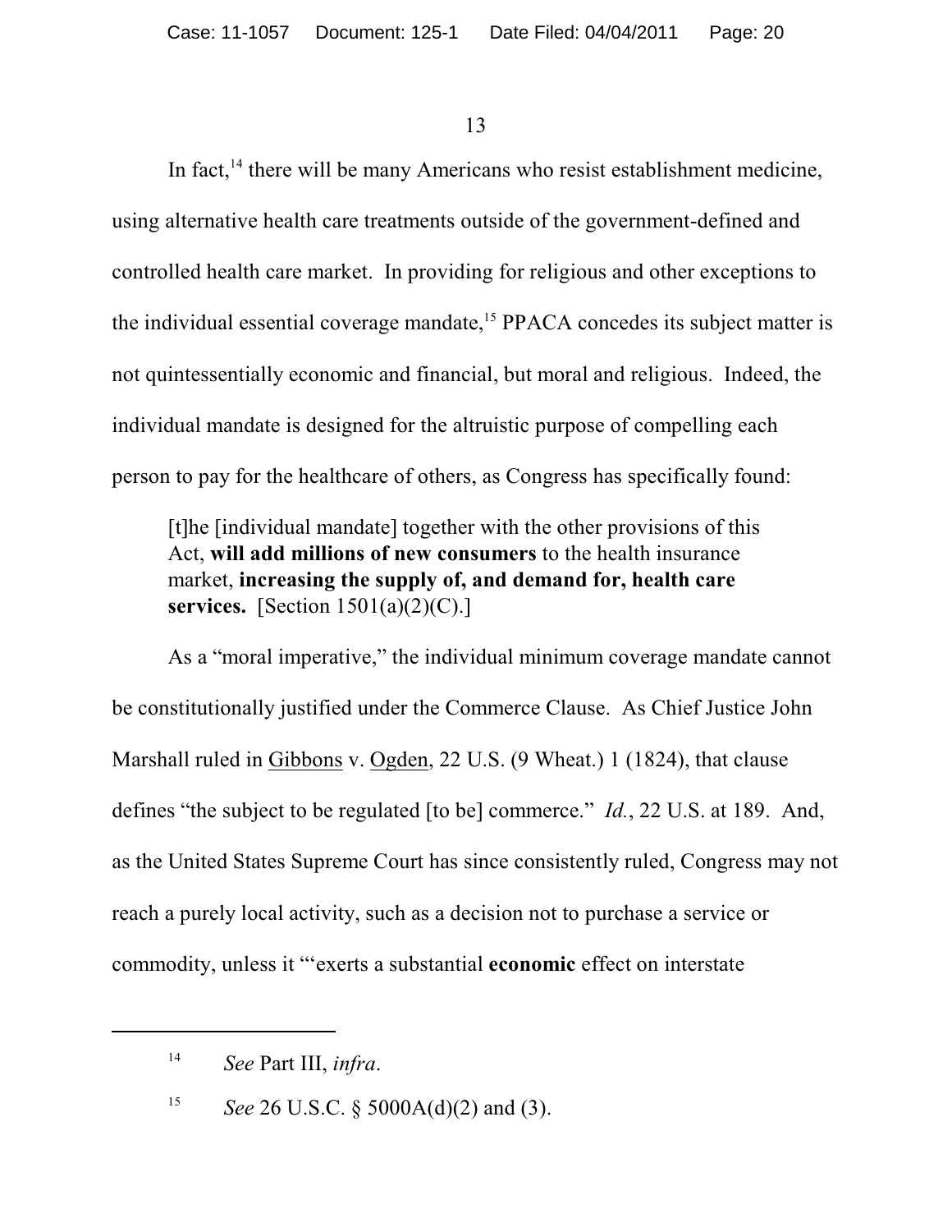In fact,[14] there will be many Americans who resist establishment medicine, using alternative health care treatments outside of the government-defined and controlled health care market. In providing for religious and other exceptions to the individual essential coverage mandate,[15] PPACA concedes its subject matter is not quintessentially economic and financial, but moral and religious. Indeed, the individual mandate is designed for the altruistic purpose of compelling each person to pay for the healthcare of others, as Congress has specifically found:

> [t]he [individual mandate] together with the other provisions of this Act, **will add millions of new consumers** to the health insurance market, **increasing the supply of, and demand for, health care services.** [Section 1501(a)(2)(C).]

As a "moral imperative," the individual minimum coverage mandate cannot be constitutionally justified under the Commerce Clause. As Chief Justice John Marshall ruled in Gibbons v. Ogden, 22 U.S. (9 Wheat.) 1 (1824), that clause defines "the subject to be regulated [to be] commerce." *Id.*, 22 U.S. at 189. And, as the United States Supreme Court has since consistently ruled, Congress may not reach a purely local activity, such as a decision not to purchase a service or commodity, unless it "'exerts a substantial **economic** effect on interstate

---

[14] *See* Part III, *infra*.

[15] *See* 26 U.S.C. § 5000A(d)(2) and (3).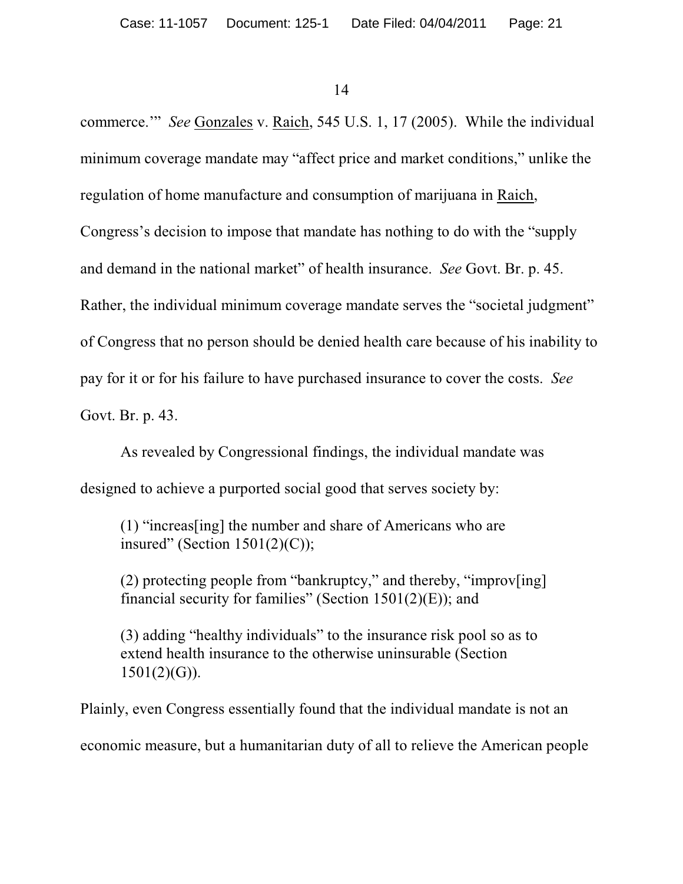commerce.'" *See* Gonzales v. Raich, 545 U.S. 1, 17 (2005). While the individual minimum coverage mandate may "affect price and market conditions," unlike the regulation of home manufacture and consumption of marijuana in Raich, Congress's decision to impose that mandate has nothing to do with the "supply and demand in the national market" of health insurance. *See* Govt. Br. p. 45. Rather, the individual minimum coverage mandate serves the "societal judgment" of Congress that no person should be denied health care because of his inability to pay for it or for his failure to have purchased insurance to cover the costs. *See* Govt. Br. p. 43.

As revealed by Congressional findings, the individual mandate was designed to achieve a purported social good that serves society by:

> (1) "increas[ing] the number and share of Americans who are insured" (Section 1501(2)(C));
>
> (2) protecting people from "bankruptcy," and thereby, "improv[ing] financial security for families" (Section 1501(2)(E)); and
>
> (3) adding "healthy individuals" to the insurance risk pool so as to extend health insurance to the otherwise uninsurable (Section 1501(2)(G)).

Plainly, even Congress essentially found that the individual mandate is not an economic measure, but a humanitarian duty of all to relieve the American people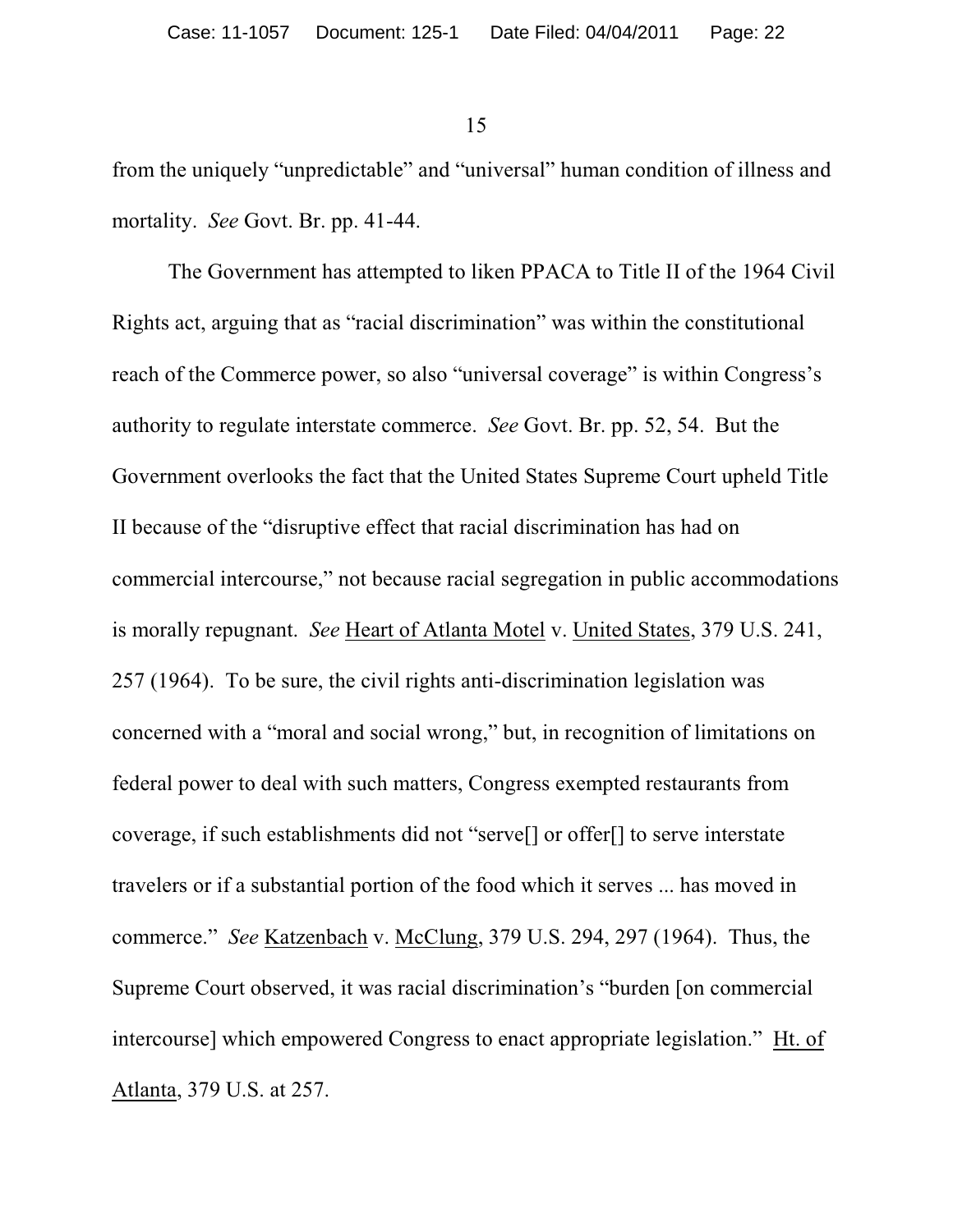from the uniquely "unpredictable" and "universal" human condition of illness and mortality. *See* Govt. Br. pp. 41-44.

The Government has attempted to liken PPACA to Title II of the 1964 Civil Rights act, arguing that as "racial discrimination" was within the constitutional reach of the Commerce power, so also "universal coverage" is within Congress's authority to regulate interstate commerce. *See* Govt. Br. pp. 52, 54. But the Government overlooks the fact that the United States Supreme Court upheld Title II because of the "disruptive effect that racial discrimination has had on commercial intercourse," not because racial segregation in public accommodations is morally repugnant. *See* Heart of Atlanta Motel v. United States, 379 U.S. 241, 257 (1964). To be sure, the civil rights anti-discrimination legislation was concerned with a "moral and social wrong," but, in recognition of limitations on federal power to deal with such matters, Congress exempted restaurants from coverage, if such establishments did not "serve[] or offer[] to serve interstate travelers or if a substantial portion of the food which it serves ... has moved in commerce." *See* Katzenbach v. McClung, 379 U.S. 294, 297 (1964). Thus, the Supreme Court observed, it was racial discrimination's "burden [on commercial intercourse] which empowered Congress to enact appropriate legislation." Ht. of Atlanta, 379 U.S. at 257.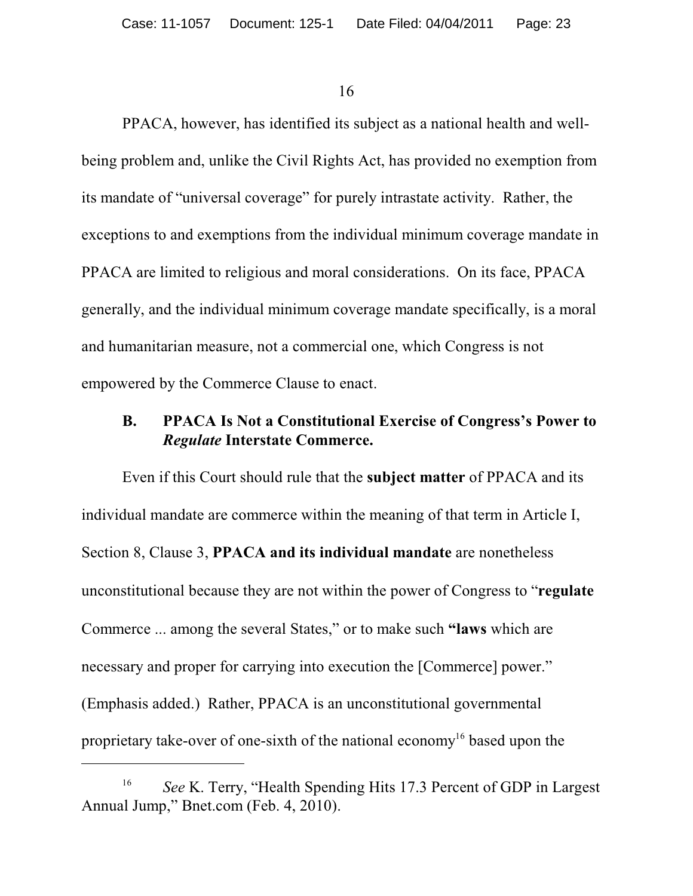PPACA, however, has identified its subject as a national health and well-being problem and, unlike the Civil Rights Act, has provided no exemption from its mandate of "universal coverage" for purely intrastate activity. Rather, the exceptions to and exemptions from the individual minimum coverage mandate in PPACA are limited to religious and moral considerations. On its face, PPACA generally, and the individual minimum coverage mandate specifically, is a moral and humanitarian measure, not a commercial one, which Congress is not empowered by the Commerce Clause to enact.

### B. PPACA Is Not a Constitutional Exercise of Congress's Power to *Regulate* Interstate Commerce.

Even if this Court should rule that the **subject matter** of PPACA and its individual mandate are commerce within the meaning of that term in Article I, Section 8, Clause 3, **PPACA and its individual mandate** are nonetheless unconstitutional because they are not within the power of Congress to "**regulate** Commerce ... among the several States," or to make such **"laws** which are necessary and proper for carrying into execution the [Commerce] power." (Emphasis added.) Rather, PPACA is an unconstitutional governmental proprietary take-over of one-sixth of the national economy[16] based upon the

[16] *See* K. Terry, "Health Spending Hits 17.3 Percent of GDP in Largest Annual Jump," Bnet.com (Feb. 4, 2010).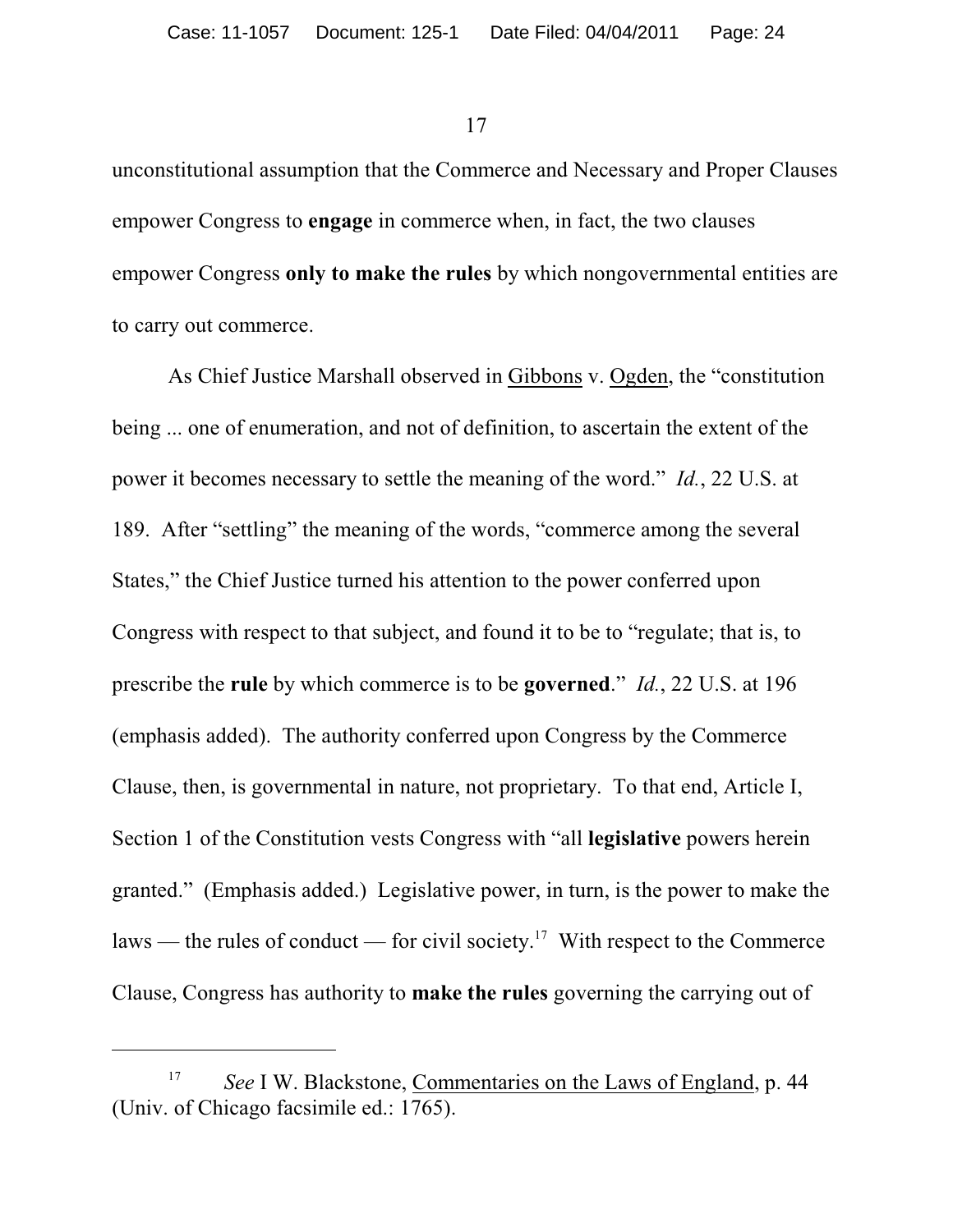unconstitutional assumption that the Commerce and Necessary and Proper Clauses empower Congress to **engage** in commerce when, in fact, the two clauses empower Congress **only to make the rules** by which nongovernmental entities are to carry out commerce.

As Chief Justice Marshall observed in Gibbons v. Ogden, the "constitution being ... one of enumeration, and not of definition, to ascertain the extent of the power it becomes necessary to settle the meaning of the word." *Id.*, 22 U.S. at 189. After "settling" the meaning of the words, "commerce among the several States," the Chief Justice turned his attention to the power conferred upon Congress with respect to that subject, and found it to be to "regulate; that is, to prescribe the **rule** by which commerce is to be **governed**." *Id.*, 22 U.S. at 196 (emphasis added). The authority conferred upon Congress by the Commerce Clause, then, is governmental in nature, not proprietary. To that end, Article I, Section 1 of the Constitution vests Congress with "all **legislative** powers herein granted." (Emphasis added.) Legislative power, in turn, is the power to make the laws — the rules of conduct — for civil society.[17] With respect to the Commerce Clause, Congress has authority to **make the rules** governing the carrying out of

---

[17] *See* I W. Blackstone, Commentaries on the Laws of England, p. 44 (Univ. of Chicago facsimile ed.: 1765).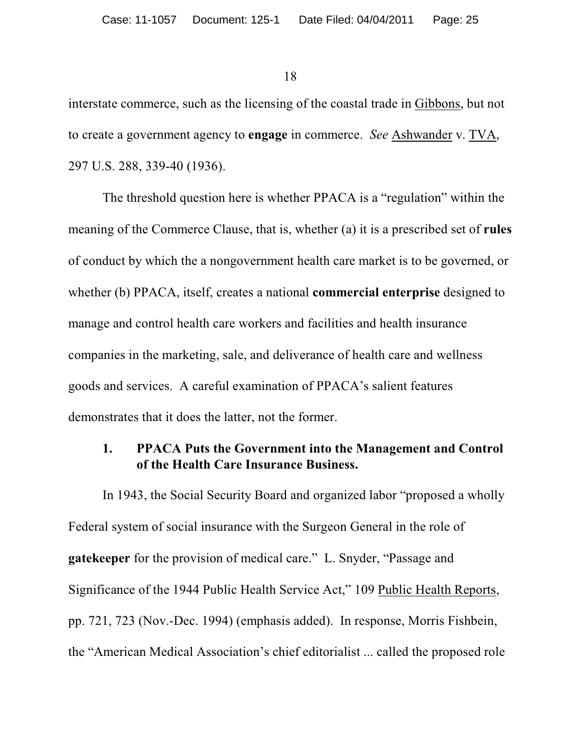interstate commerce, such as the licensing of the coastal trade in Gibbons, but not to create a government agency to **engage** in commerce. *See* Ashwander v. TVA, 297 U.S. 288, 339-40 (1936).

The threshold question here is whether PPACA is a "regulation" within the meaning of the Commerce Clause, that is, whether (a) it is a prescribed set of **rules** of conduct by which the a nongovernment health care market is to be governed, or whether (b) PPACA, itself, creates a national **commercial enterprise** designed to manage and control health care workers and facilities and health insurance companies in the marketing, sale, and deliverance of health care and wellness goods and services. A careful examination of PPACA's salient features demonstrates that it does the latter, not the former.

### 1. PPACA Puts the Government into the Management and Control of the Health Care Insurance Business.

In 1943, the Social Security Board and organized labor "proposed a wholly Federal system of social insurance with the Surgeon General in the role of **gatekeeper** for the provision of medical care." L. Snyder, "Passage and Significance of the 1944 Public Health Service Act," 109 Public Health Reports, pp. 721, 723 (Nov.-Dec. 1994) (emphasis added). In response, Morris Fishbein, the "American Medical Association's chief editorialist ... called the proposed role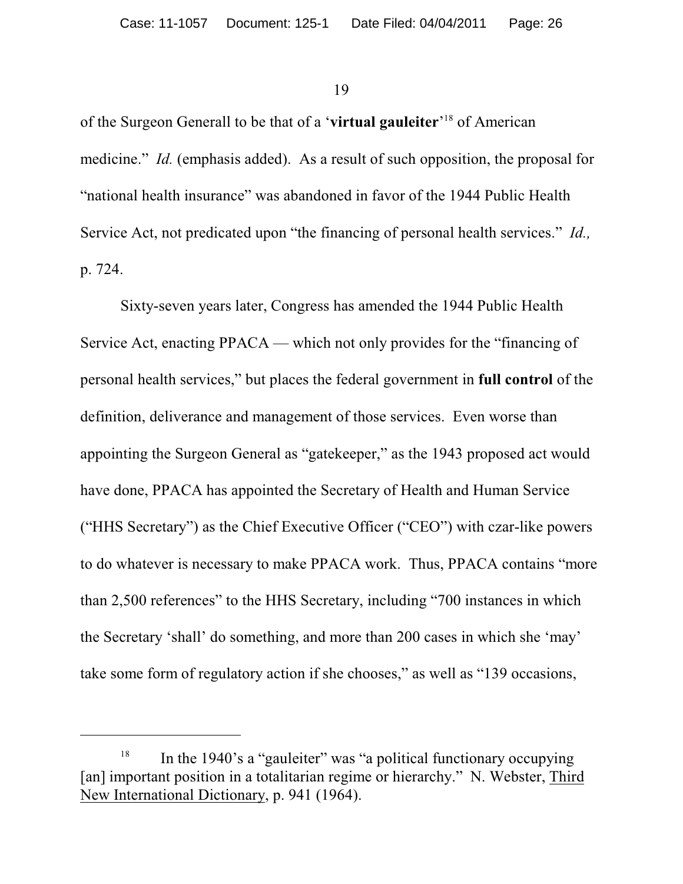of the Surgeon Generall to be that of a '**virtual gauleiter**'[18] of American medicine." *Id.* (emphasis added). As a result of such opposition, the proposal for "national health insurance" was abandoned in favor of the 1944 Public Health Service Act, not predicated upon "the financing of personal health services." *Id.,* p. 724.

Sixty-seven years later, Congress has amended the 1944 Public Health Service Act, enacting PPACA — which not only provides for the "financing of personal health services," but places the federal government in **full control** of the definition, deliverance and management of those services. Even worse than appointing the Surgeon General as "gatekeeper," as the 1943 proposed act would have done, PPACA has appointed the Secretary of Health and Human Service ("HHS Secretary") as the Chief Executive Officer ("CEO") with czar-like powers to do whatever is necessary to make PPACA work. Thus, PPACA contains "more than 2,500 references" to the HHS Secretary, including "700 instances in which the Secretary 'shall' do something, and more than 200 cases in which she 'may' take some form of regulatory action if she chooses," as well as "139 occasions,

---

[18] In the 1940's a "gauleiter" was "a political functionary occupying [an] important position in a totalitarian regime or hierarchy." N. Webster, Third New International Dictionary, p. 941 (1964).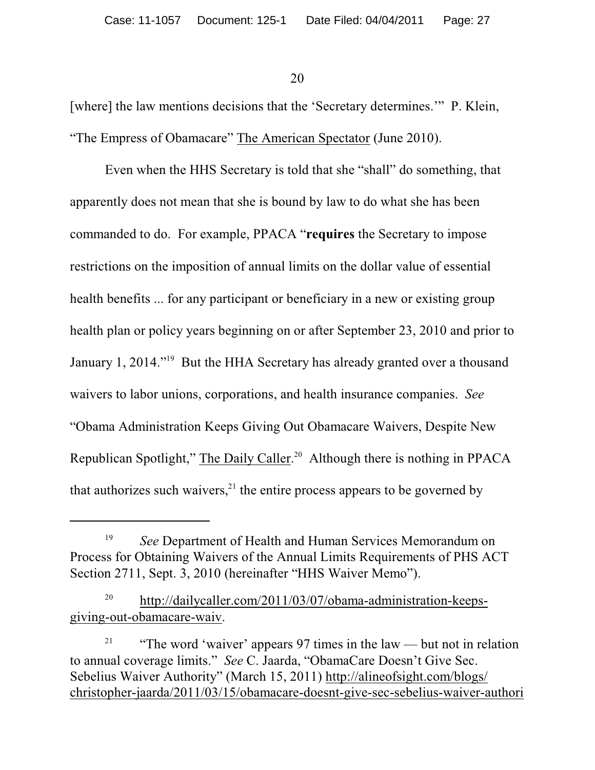[where] the law mentions decisions that the 'Secretary determines.'" P. Klein, "The Empress of Obamacare" The American Spectator (June 2010).

Even when the HHS Secretary is told that she "shall" do something, that apparently does not mean that she is bound by law to do what she has been commanded to do. For example, PPACA "**requires** the Secretary to impose restrictions on the imposition of annual limits on the dollar value of essential health benefits ... for any participant or beneficiary in a new or existing group health plan or policy years beginning on or after September 23, 2010 and prior to January 1, 2014."[19] But the HHA Secretary has already granted over a thousand waivers to labor unions, corporations, and health insurance companies. *See* "Obama Administration Keeps Giving Out Obamacare Waivers, Despite New Republican Spotlight," The Daily Caller.[20] Although there is nothing in PPACA that authorizes such waivers,[21] the entire process appears to be governed by

---

[19] *See* Department of Health and Human Services Memorandum on Process for Obtaining Waivers of the Annual Limits Requirements of PHS ACT Section 2711, Sept. 3, 2010 (hereinafter "HHS Waiver Memo").

[20] http://dailycaller.com/2011/03/07/obama-administration-keeps-giving-out-obamacare-waiv.

[21] "The word 'waiver' appears 97 times in the law — but not in relation to annual coverage limits." *See* C. Jaarda, "ObamaCare Doesn't Give Sec. Sebelius Waiver Authority" (March 15, 2011) http://alineofsight.com/blogs/christopher-jaarda/2011/03/15/obamacare-doesnt-give-sec-sebelius-waiver-authori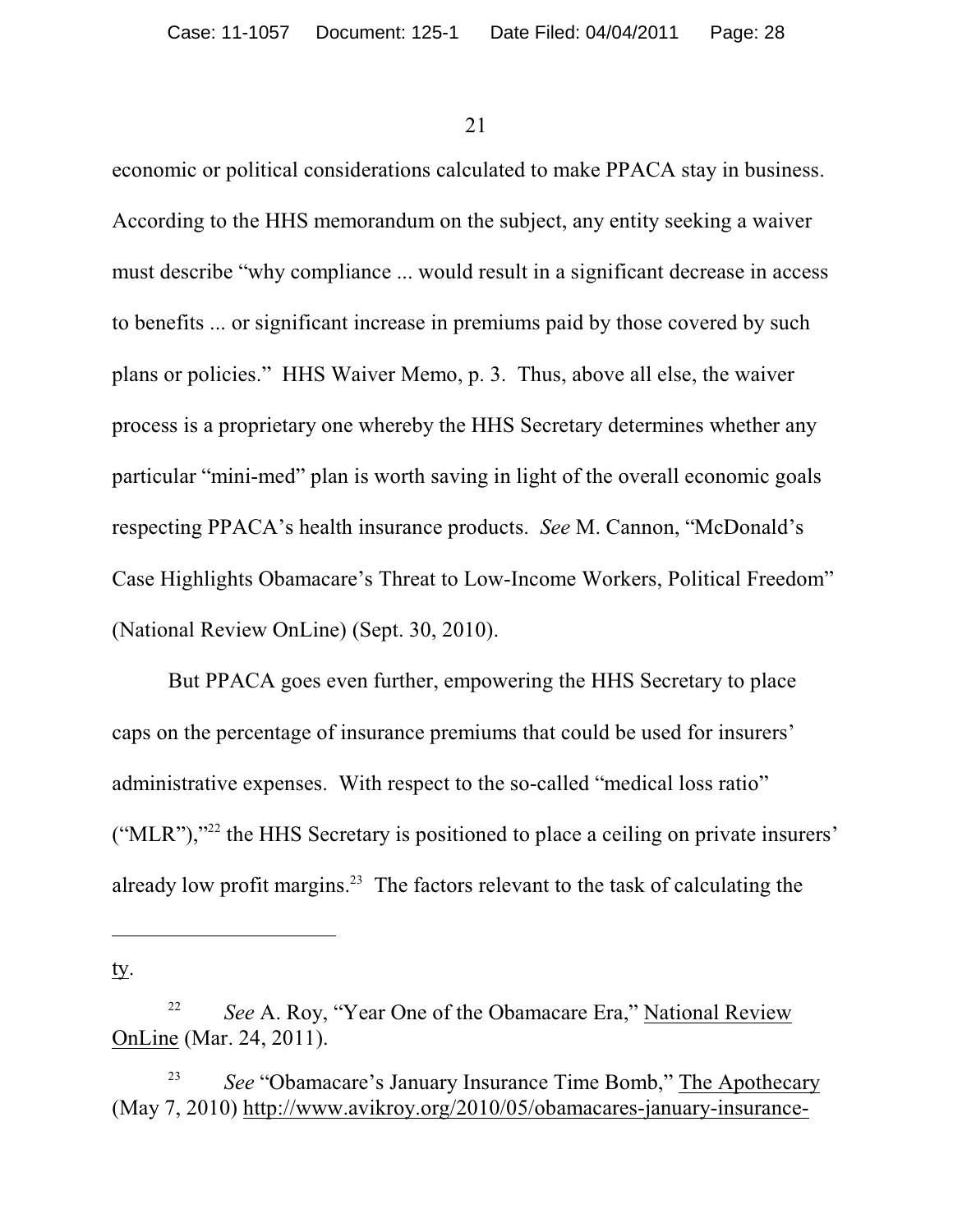economic or political considerations calculated to make PPACA stay in business. According to the HHS memorandum on the subject, any entity seeking a waiver must describe "why compliance ... would result in a significant decrease in access to benefits ... or significant increase in premiums paid by those covered by such plans or policies." HHS Waiver Memo, p. 3. Thus, above all else, the waiver process is a proprietary one whereby the HHS Secretary determines whether any particular "mini-med" plan is worth saving in light of the overall economic goals respecting PPACA's health insurance products. *See* M. Cannon, "McDonald's Case Highlights Obamacare's Threat to Low-Income Workers, Political Freedom" (National Review OnLine) (Sept. 30, 2010).

But PPACA goes even further, empowering the HHS Secretary to place caps on the percentage of insurance premiums that could be used for insurers' administrative expenses. With respect to the so-called "medical loss ratio" ("MLR"),"[22] the HHS Secretary is positioned to place a ceiling on private insurers' already low profit margins.[23] The factors relevant to the task of calculating the

---

ty.

[22] *See* A. Roy, "Year One of the Obamacare Era," National Review OnLine (Mar. 24, 2011).

[23] *See* "Obamacare's January Insurance Time Bomb," The Apothecary (May 7, 2010) http://www.avikroy.org/2010/05/obamacares-january-insurance-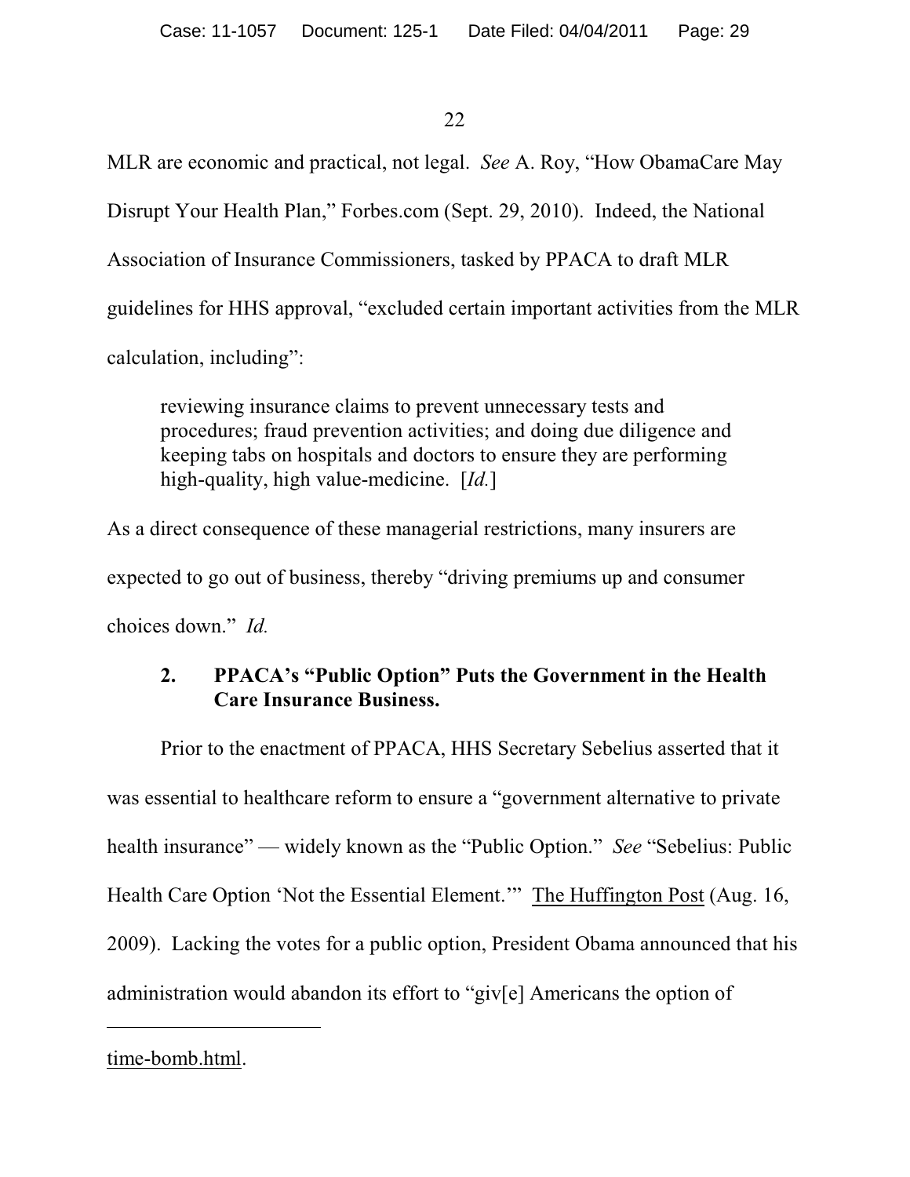MLR are economic and practical, not legal. *See* A. Roy, "How ObamaCare May Disrupt Your Health Plan," Forbes.com (Sept. 29, 2010). Indeed, the National Association of Insurance Commissioners, tasked by PPACA to draft MLR guidelines for HHS approval, "excluded certain important activities from the MLR calculation, including":

> reviewing insurance claims to prevent unnecessary tests and procedures; fraud prevention activities; and doing due diligence and keeping tabs on hospitals and doctors to ensure they are performing high-quality, high value-medicine. [*Id.*]

As a direct consequence of these managerial restrictions, many insurers are expected to go out of business, thereby "driving premiums up and consumer choices down." *Id.*

### 2. PPACA's "Public Option" Puts the Government in the Health Care Insurance Business.

Prior to the enactment of PPACA, HHS Secretary Sebelius asserted that it was essential to healthcare reform to ensure a "government alternative to private health insurance" — widely known as the "Public Option." *See* "Sebelius: Public Health Care Option 'Not the Essential Element.'" The Huffington Post (Aug. 16, 2009). Lacking the votes for a public option, President Obama announced that his administration would abandon its effort to "giv[e] Americans the option of

---

time-bomb.html.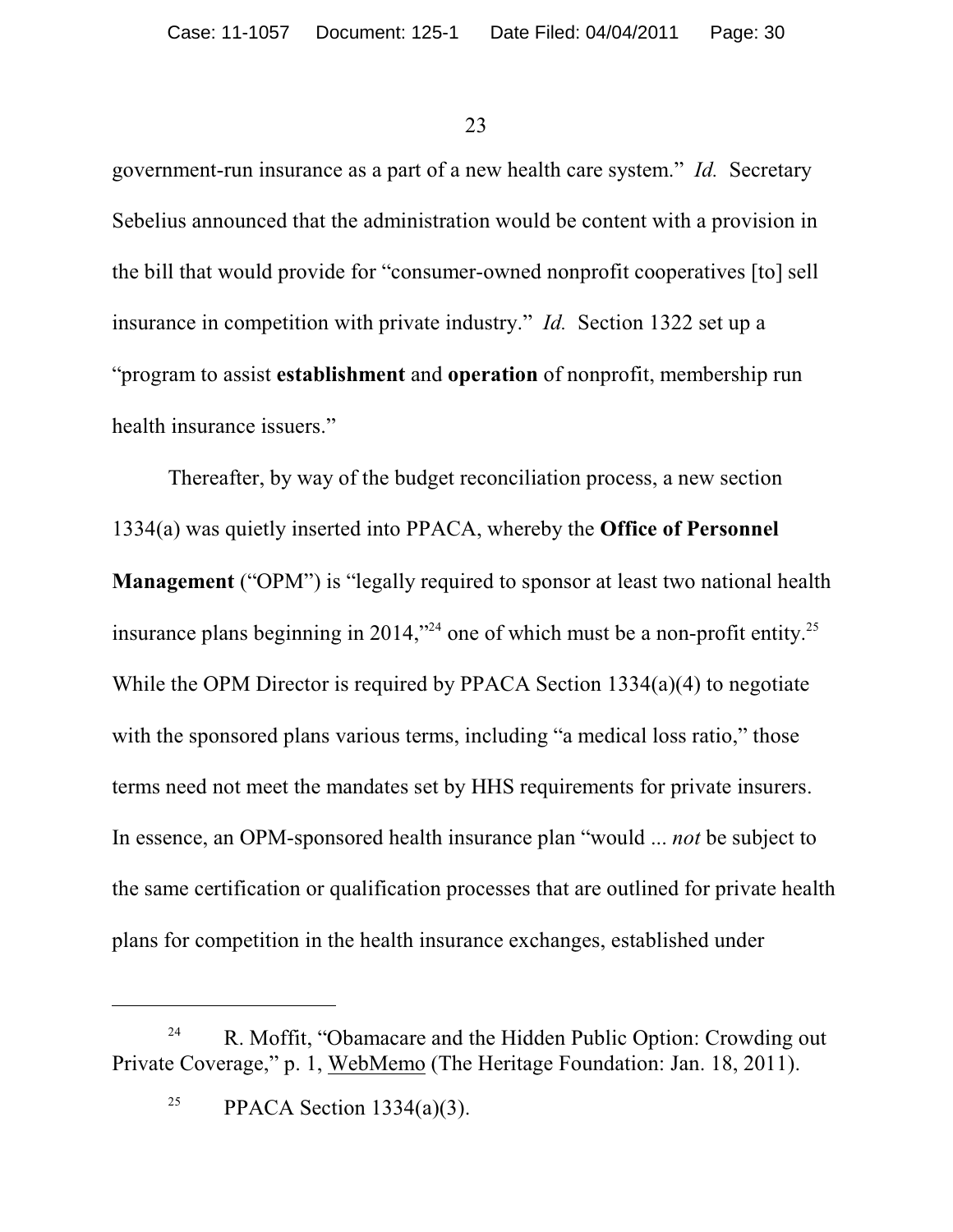government-run insurance as a part of a new health care system." *Id.* Secretary Sebelius announced that the administration would be content with a provision in the bill that would provide for "consumer-owned nonprofit cooperatives [to] sell insurance in competition with private industry." *Id.* Section 1322 set up a "program to assist **establishment** and **operation** of nonprofit, membership run health insurance issuers."

Thereafter, by way of the budget reconciliation process, a new section 1334(a) was quietly inserted into PPACA, whereby the **Office of Personnel Management** ("OPM") is "legally required to sponsor at least two national health insurance plans beginning in 2014,"[24] one of which must be a non-profit entity.[25] While the OPM Director is required by PPACA Section 1334(a)(4) to negotiate with the sponsored plans various terms, including "a medical loss ratio," those terms need not meet the mandates set by HHS requirements for private insurers. In essence, an OPM-sponsored health insurance plan "would ... *not* be subject to the same certification or qualification processes that are outlined for private health plans for competition in the health insurance exchanges, established under

---

[24] R. Moffit, "Obamacare and the Hidden Public Option: Crowding out Private Coverage," p. 1, WebMemo (The Heritage Foundation: Jan. 18, 2011).

[25] PPACA Section 1334(a)(3).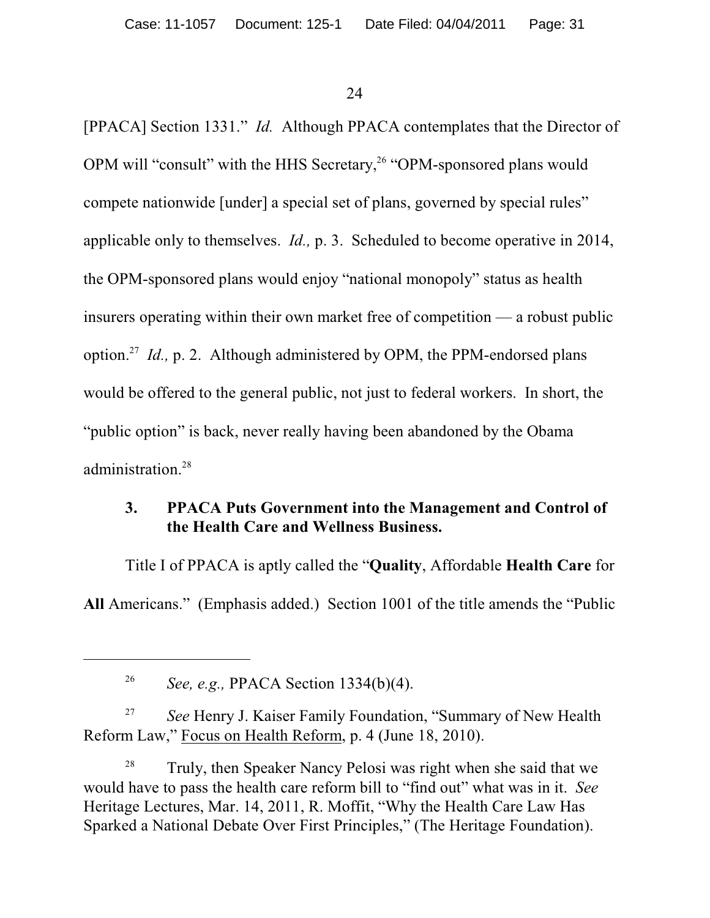[PPACA] Section 1331." *Id.* Although PPACA contemplates that the Director of OPM will "consult" with the HHS Secretary,[26] "OPM-sponsored plans would compete nationwide [under] a special set of plans, governed by special rules" applicable only to themselves. *Id.,* p. 3. Scheduled to become operative in 2014, the OPM-sponsored plans would enjoy "national monopoly" status as health insurers operating within their own market free of competition — a robust public option.[27] *Id.,* p. 2. Although administered by OPM, the PPM-endorsed plans would be offered to the general public, not just to federal workers. In short, the "public option" is back, never really having been abandoned by the Obama administration.[28]

### 3. PPACA Puts Government into the Management and Control of the Health Care and Wellness Business.

Title I of PPACA is aptly called the "**Quality**, Affordable **Health Care** for **All** Americans." (Emphasis added.) Section 1001 of the title amends the "Public

---

[26] *See, e.g.,* PPACA Section 1334(b)(4).

[27] *See* Henry J. Kaiser Family Foundation, "Summary of New Health Reform Law," Focus on Health Reform, p. 4 (June 18, 2010).

[28] Truly, then Speaker Nancy Pelosi was right when she said that we would have to pass the health care reform bill to "find out" what was in it. *See* Heritage Lectures, Mar. 14, 2011, R. Moffit, "Why the Health Care Law Has Sparked a National Debate Over First Principles," (The Heritage Foundation).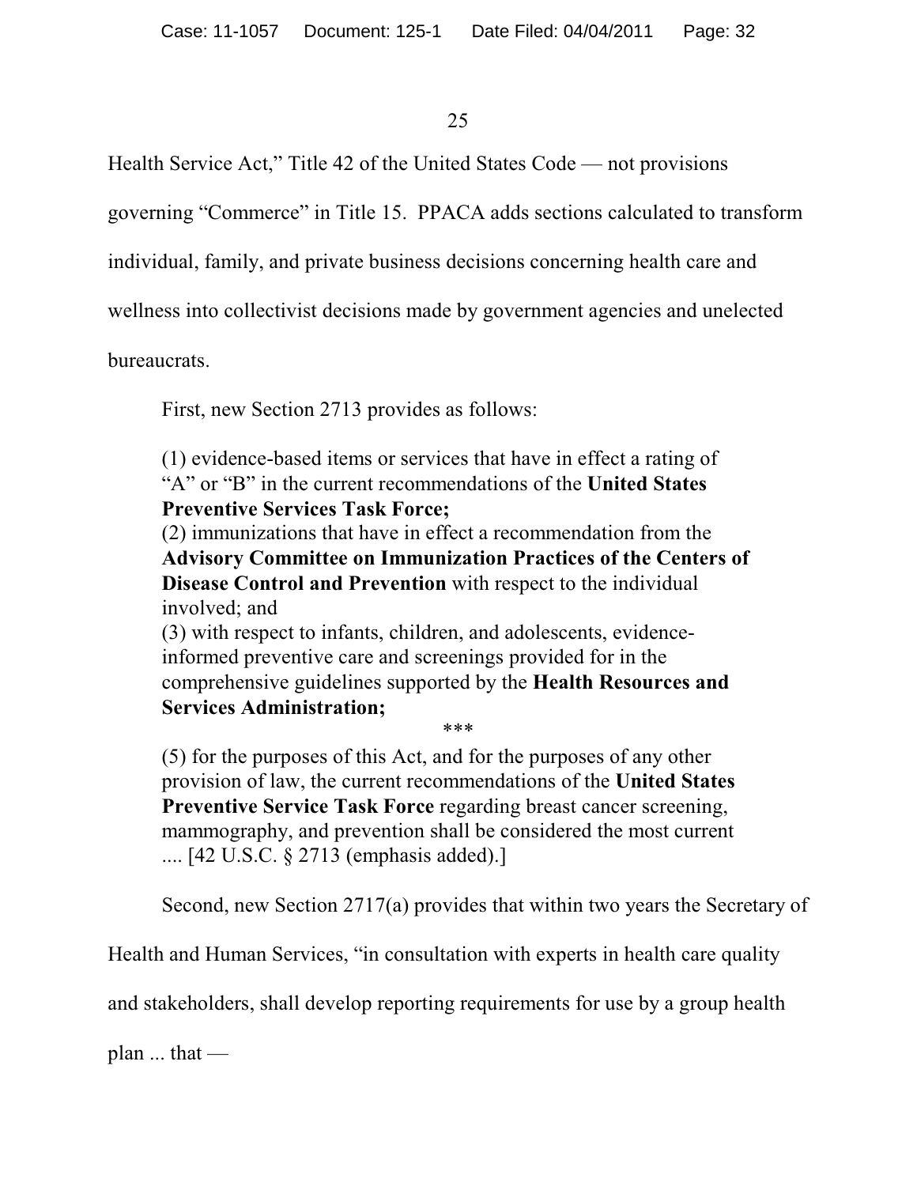Health Service Act," Title 42 of the United States Code — not provisions governing "Commerce" in Title 15. PPACA adds sections calculated to transform individual, family, and private business decisions concerning health care and wellness into collectivist decisions made by government agencies and unelected bureaucrats.

First, new Section 2713 provides as follows:

> (1) evidence-based items or services that have in effect a rating of "A" or "B" in the current recommendations of the **United States Preventive Services Task Force;**
> (2) immunizations that have in effect a recommendation from the **Advisory Committee on Immunization Practices of the Centers of Disease Control and Prevention** with respect to the individual involved; and
> (3) with respect to infants, children, and adolescents, evidence-informed preventive care and screenings provided for in the comprehensive guidelines supported by the **Health Resources and Services Administration;**
>
> \*\*\*
>
> (5) for the purposes of this Act, and for the purposes of any other provision of law, the current recommendations of the **United States Preventive Service Task Force** regarding breast cancer screening, mammography, and prevention shall be considered the most current .... [42 U.S.C. § 2713 (emphasis added).]

Second, new Section 2717(a) provides that within two years the Secretary of Health and Human Services, "in consultation with experts in health care quality and stakeholders, shall develop reporting requirements for use by a group health plan ... that —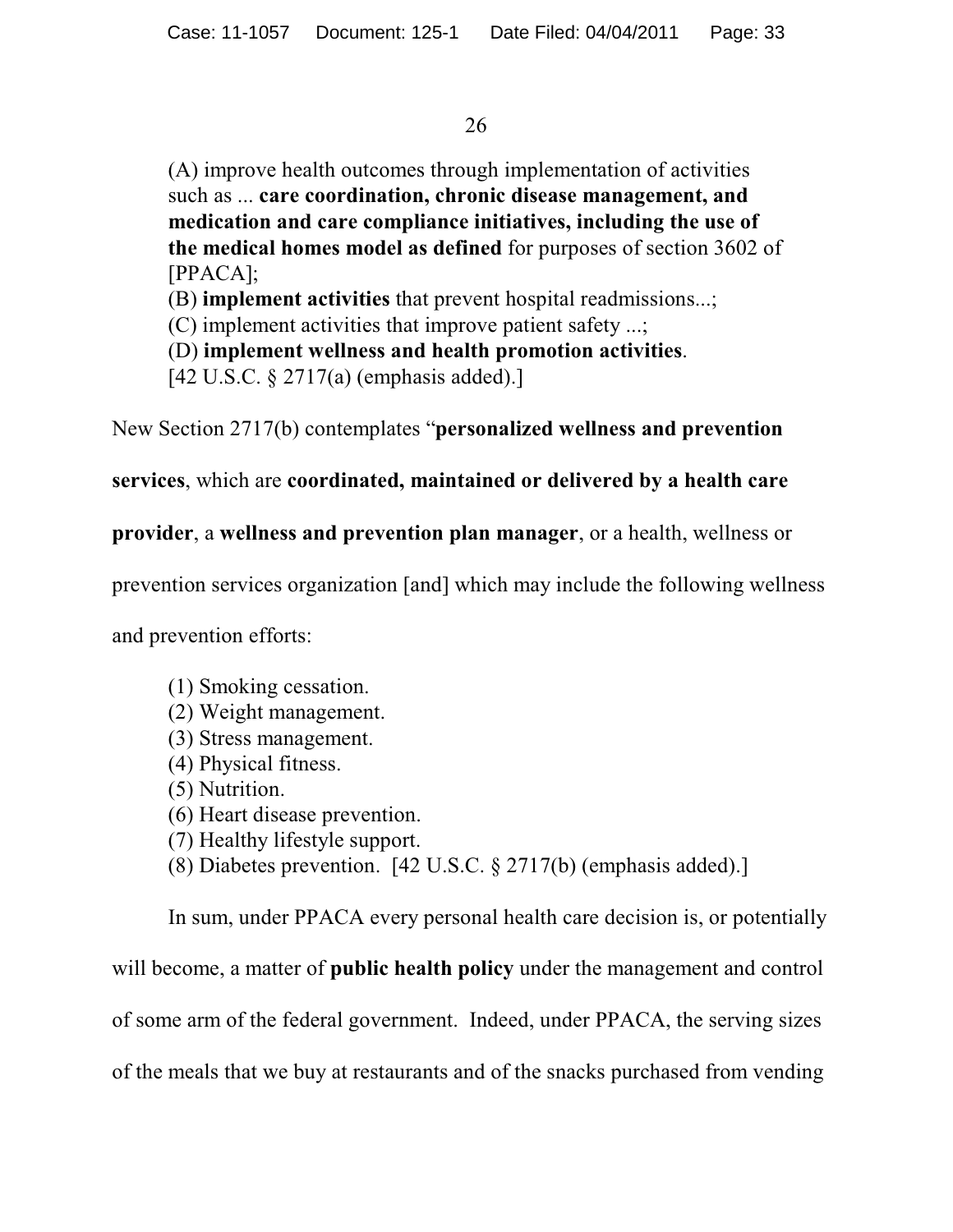> (A) improve health outcomes through implementation of activities such as ... **care coordination, chronic disease management, and medication and care compliance initiatives, including the use of the medical homes model as defined** for purposes of section 3602 of [PPACA];
> (B) **implement activities** that prevent hospital readmissions...;
> (C) implement activities that improve patient safety ...;
> (D) **implement wellness and health promotion activities**.
> [42 U.S.C. § 2717(a) (emphasis added).]

New Section 2717(b) contemplates "**personalized wellness and prevention services**, which are **coordinated, maintained or delivered by a health care provider**, a **wellness and prevention plan manager**, or a health, wellness or prevention services organization [and] which may include the following wellness and prevention efforts:

> (1) Smoking cessation.
> (2) Weight management.
> (3) Stress management.
> (4) Physical fitness.
> (5) Nutrition.
> (6) Heart disease prevention.
> (7) Healthy lifestyle support.
> (8) Diabetes prevention. [42 U.S.C. § 2717(b) (emphasis added).]

In sum, under PPACA every personal health care decision is, or potentially will become, a matter of **public health policy** under the management and control of some arm of the federal government. Indeed, under PPACA, the serving sizes of the meals that we buy at restaurants and of the snacks purchased from vending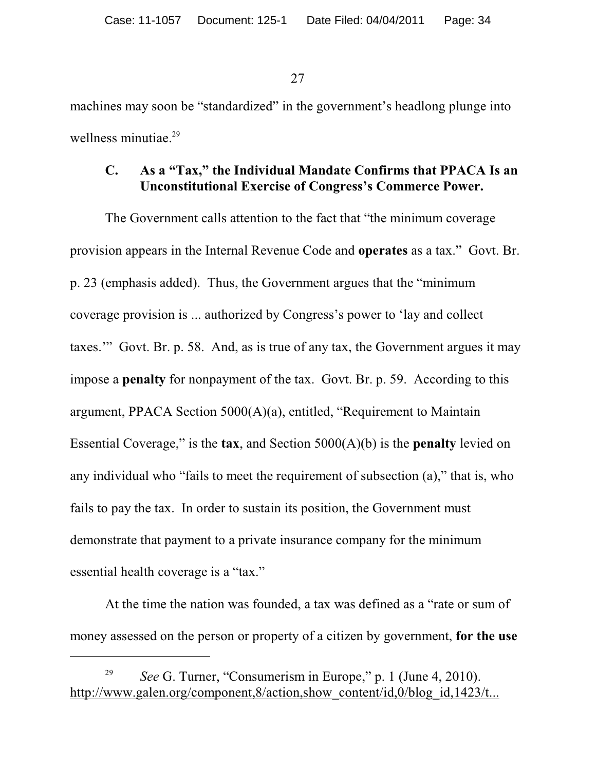machines may soon be "standardized" in the government's headlong plunge into wellness minutiae.[29]

### C. As a "Tax," the Individual Mandate Confirms that PPACA Is an Unconstitutional Exercise of Congress's Commerce Power.

The Government calls attention to the fact that "the minimum coverage provision appears in the Internal Revenue Code and **operates** as a tax." Govt. Br. p. 23 (emphasis added). Thus, the Government argues that the "minimum coverage provision is ... authorized by Congress's power to 'lay and collect taxes.'" Govt. Br. p. 58. And, as is true of any tax, the Government argues it may impose a **penalty** for nonpayment of the tax. Govt. Br. p. 59. According to this argument, PPACA Section 5000(A)(a), entitled, "Requirement to Maintain Essential Coverage," is the **tax**, and Section 5000(A)(b) is the **penalty** levied on any individual who "fails to meet the requirement of subsection (a)," that is, who fails to pay the tax. In order to sustain its position, the Government must demonstrate that payment to a private insurance company for the minimum essential health coverage is a "tax."

At the time the nation was founded, a tax was defined as a "rate or sum of money assessed on the person or property of a citizen by government, **for the use**

---

[29] *See* G. Turner, "Consumerism in Europe," p. 1 (June 4, 2010). http://www.galen.org/component,8/action,show_content/id,0/blog_id,1423/t...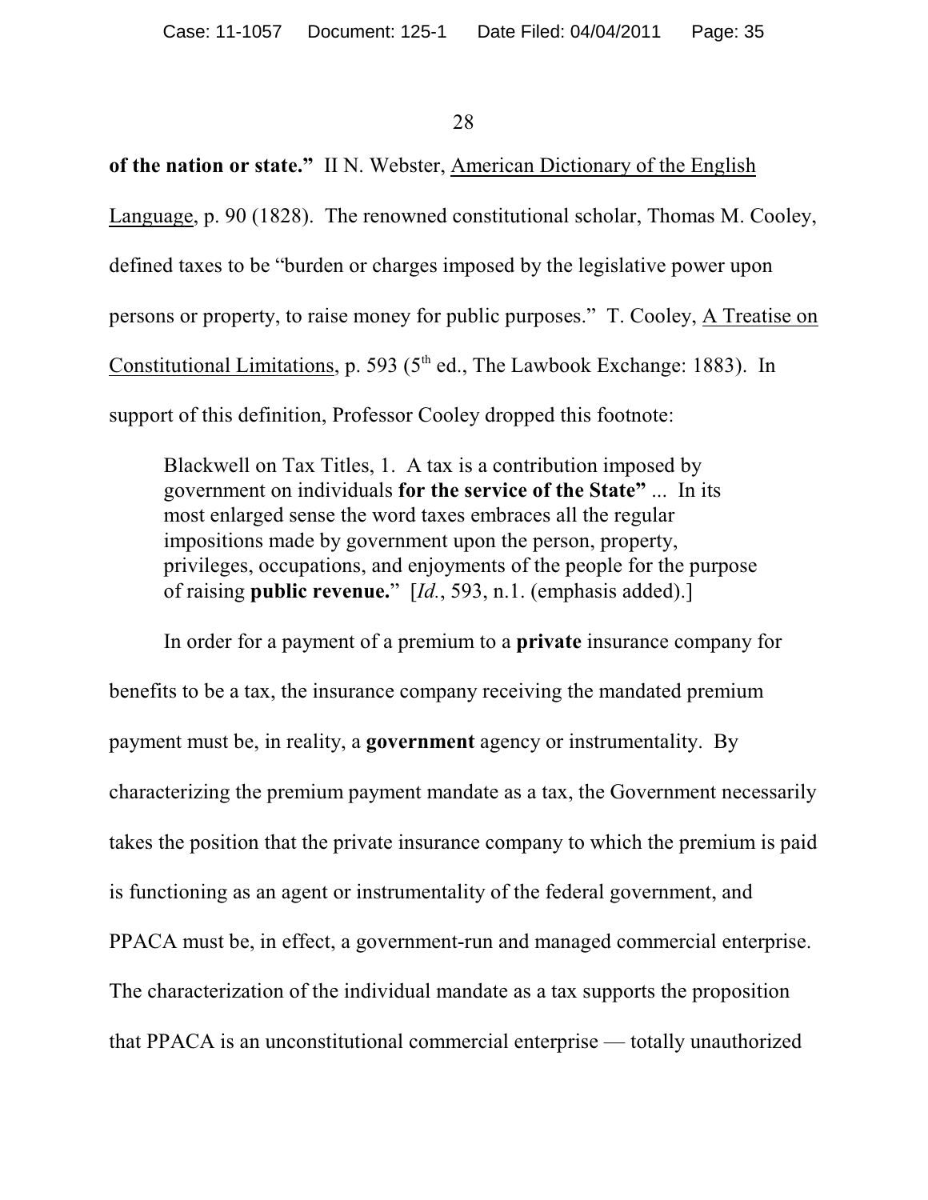**of the nation or state."** II N. Webster, American Dictionary of the English Language, p. 90 (1828). The renowned constitutional scholar, Thomas M. Cooley, defined taxes to be "burden or charges imposed by the legislative power upon persons or property, to raise money for public purposes." T. Cooley, A Treatise on Constitutional Limitations, p. 593 (5th ed., The Lawbook Exchange: 1883). In support of this definition, Professor Cooley dropped this footnote:

> Blackwell on Tax Titles, 1. A tax is a contribution imposed by government on individuals **for the service of the State"** ... In its most enlarged sense the word taxes embraces all the regular impositions made by government upon the person, property, privileges, occupations, and enjoyments of the people for the purpose of raising **public revenue.**" [*Id.*, 593, n.1. (emphasis added).]

In order for a payment of a premium to a **private** insurance company for benefits to be a tax, the insurance company receiving the mandated premium payment must be, in reality, a **government** agency or instrumentality. By characterizing the premium payment mandate as a tax, the Government necessarily takes the position that the private insurance company to which the premium is paid is functioning as an agent or instrumentality of the federal government, and PPACA must be, in effect, a government-run and managed commercial enterprise. The characterization of the individual mandate as a tax supports the proposition that PPACA is an unconstitutional commercial enterprise — totally unauthorized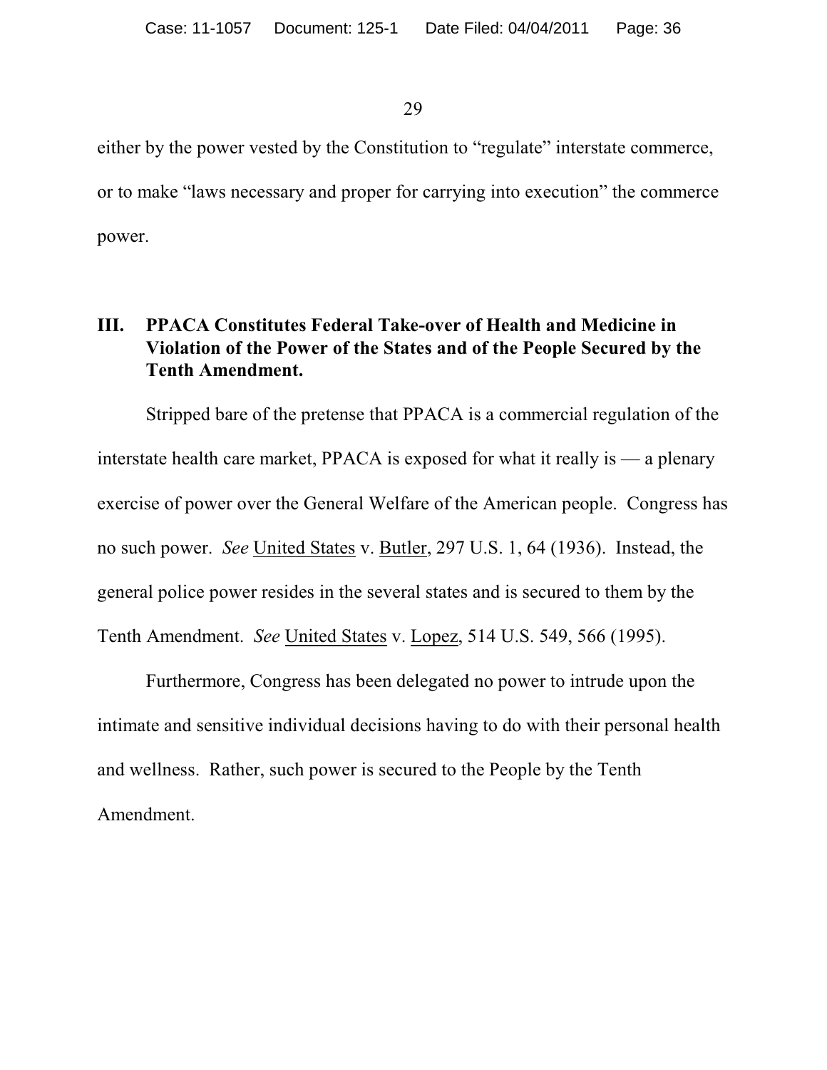either by the power vested by the Constitution to "regulate" interstate commerce, or to make "laws necessary and proper for carrying into execution" the commerce power.

### III. PPACA Constitutes Federal Take-over of Health and Medicine in Violation of the Power of the States and of the People Secured by the Tenth Amendment.

Stripped bare of the pretense that PPACA is a commercial regulation of the interstate health care market, PPACA is exposed for what it really is — a plenary exercise of power over the General Welfare of the American people. Congress has no such power. *See* United States v. Butler, 297 U.S. 1, 64 (1936). Instead, the general police power resides in the several states and is secured to them by the Tenth Amendment. *See* United States v. Lopez, 514 U.S. 549, 566 (1995).

Furthermore, Congress has been delegated no power to intrude upon the intimate and sensitive individual decisions having to do with their personal health and wellness. Rather, such power is secured to the People by the Tenth Amendment.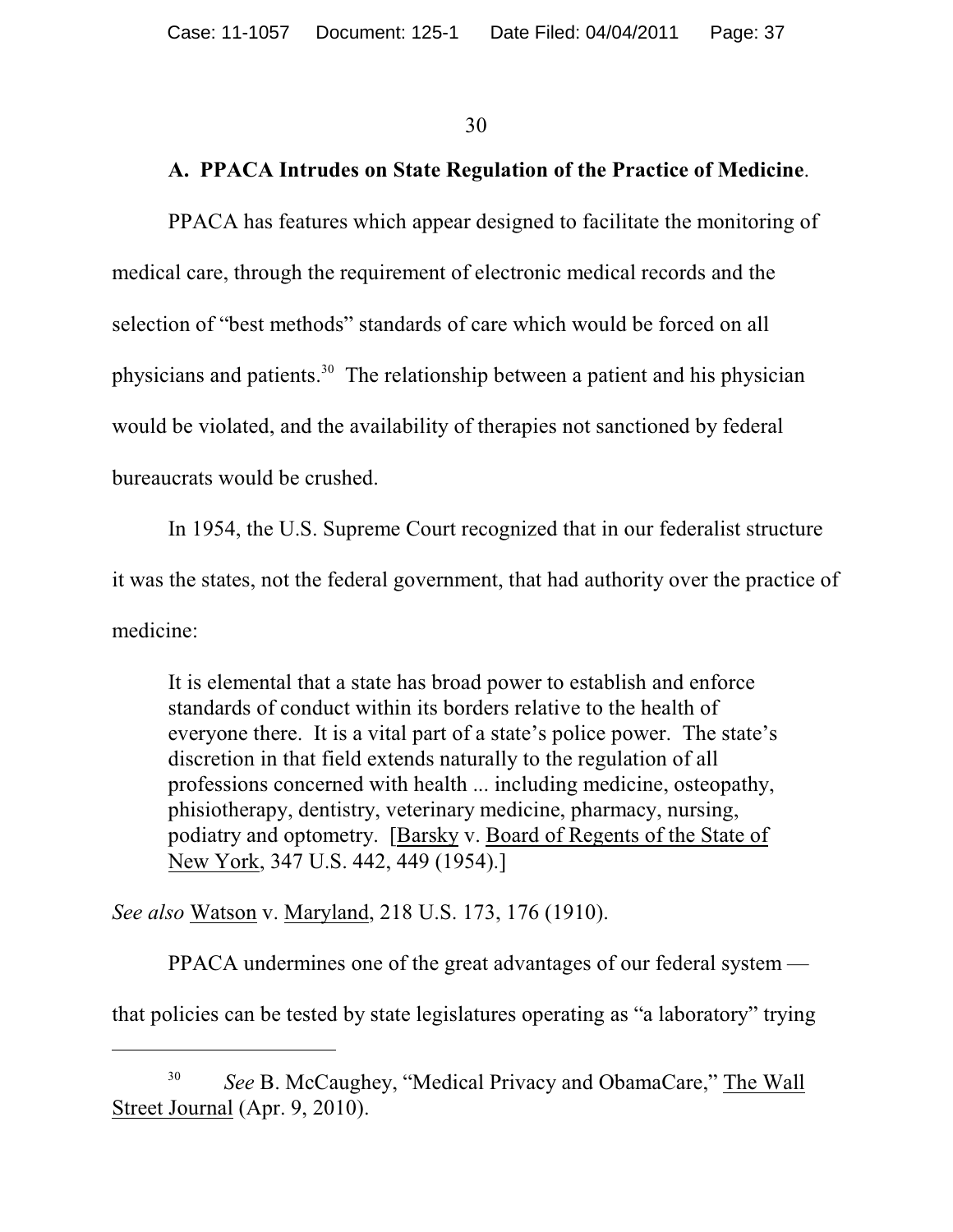### A. PPACA Intrudes on State Regulation of the Practice of Medicine.

PPACA has features which appear designed to facilitate the monitoring of medical care, through the requirement of electronic medical records and the selection of "best methods" standards of care which would be forced on all physicians and patients.[30] The relationship between a patient and his physician would be violated, and the availability of therapies not sanctioned by federal bureaucrats would be crushed.

In 1954, the U.S. Supreme Court recognized that in our federalist structure it was the states, not the federal government, that had authority over the practice of medicine:

> It is elemental that a state has broad power to establish and enforce standards of conduct within its borders relative to the health of everyone there. It is a vital part of a state's police power. The state's discretion in that field extends naturally to the regulation of all professions concerned with health ... including medicine, osteopathy, phisiotherapy, dentistry, veterinary medicine, pharmacy, nursing, podiatry and optometry. [Barsky v. Board of Regents of the State of New York, 347 U.S. 442, 449 (1954).]

*See also* Watson v. Maryland, 218 U.S. 173, 176 (1910).

PPACA undermines one of the great advantages of our federal system — that policies can be tested by state legislatures operating as "a laboratory" trying

---

[30] *See* B. McCaughey, "Medical Privacy and ObamaCare," The Wall Street Journal (Apr. 9, 2010).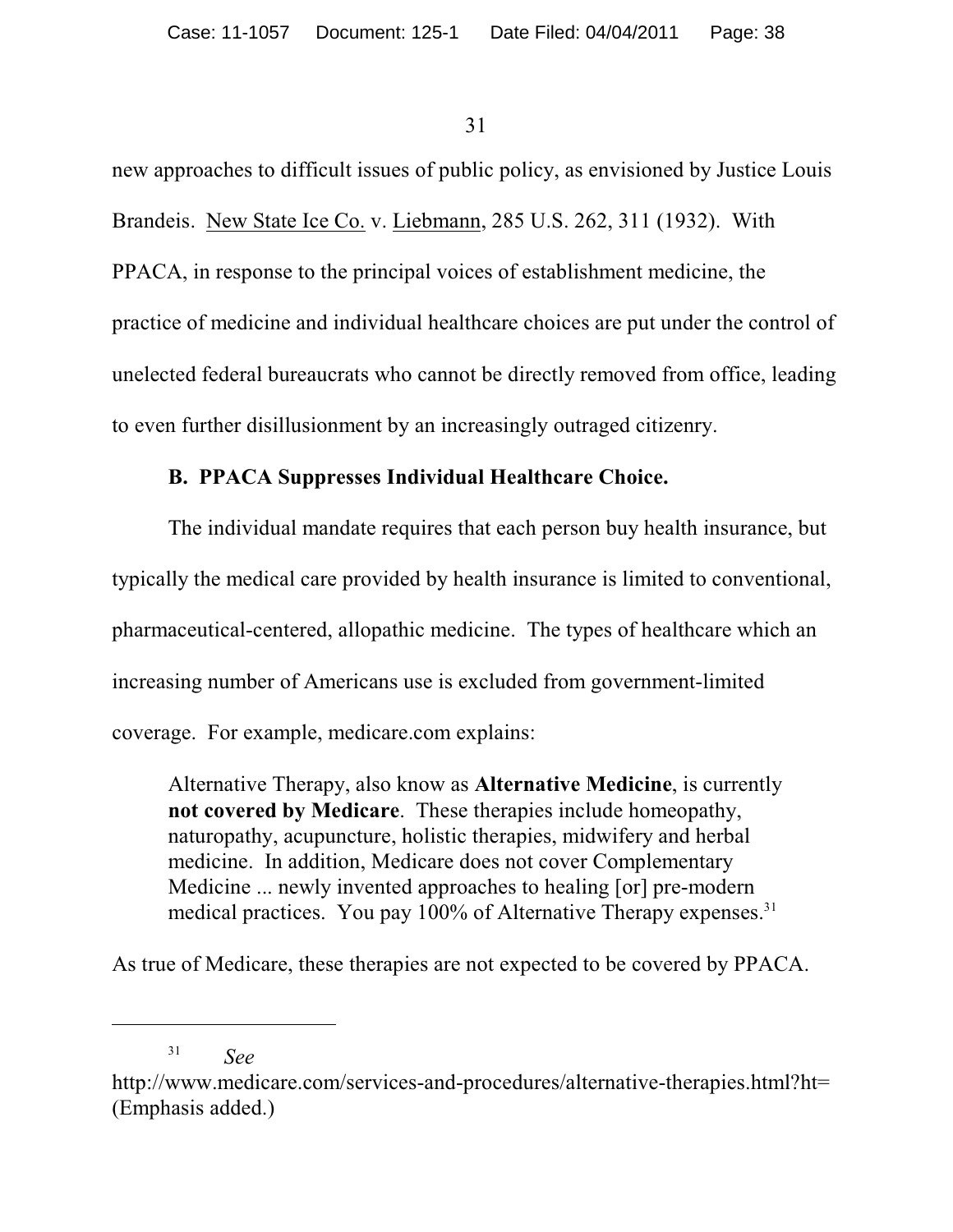new approaches to difficult issues of public policy, as envisioned by Justice Louis Brandeis. New State Ice Co. v. Liebmann, 285 U.S. 262, 311 (1932). With PPACA, in response to the principal voices of establishment medicine, the practice of medicine and individual healthcare choices are put under the control of unelected federal bureaucrats who cannot be directly removed from office, leading to even further disillusionment by an increasingly outraged citizenry.

### B. PPACA Suppresses Individual Healthcare Choice.

The individual mandate requires that each person buy health insurance, but typically the medical care provided by health insurance is limited to conventional, pharmaceutical-centered, allopathic medicine. The types of healthcare which an increasing number of Americans use is excluded from government-limited coverage. For example, medicare.com explains:

> Alternative Therapy, also know as **Alternative Medicine**, is currently **not covered by Medicare**. These therapies include homeopathy, naturopathy, acupuncture, holistic therapies, midwifery and herbal medicine. In addition, Medicare does not cover Complementary Medicine ... newly invented approaches to healing [or] pre-modern medical practices. You pay 100% of Alternative Therapy expenses.[31]

As true of Medicare, these therapies are not expected to be covered by PPACA.

---

[31] *See* http://www.medicare.com/services-and-procedures/alternative-therapies.html?ht= (Emphasis added.)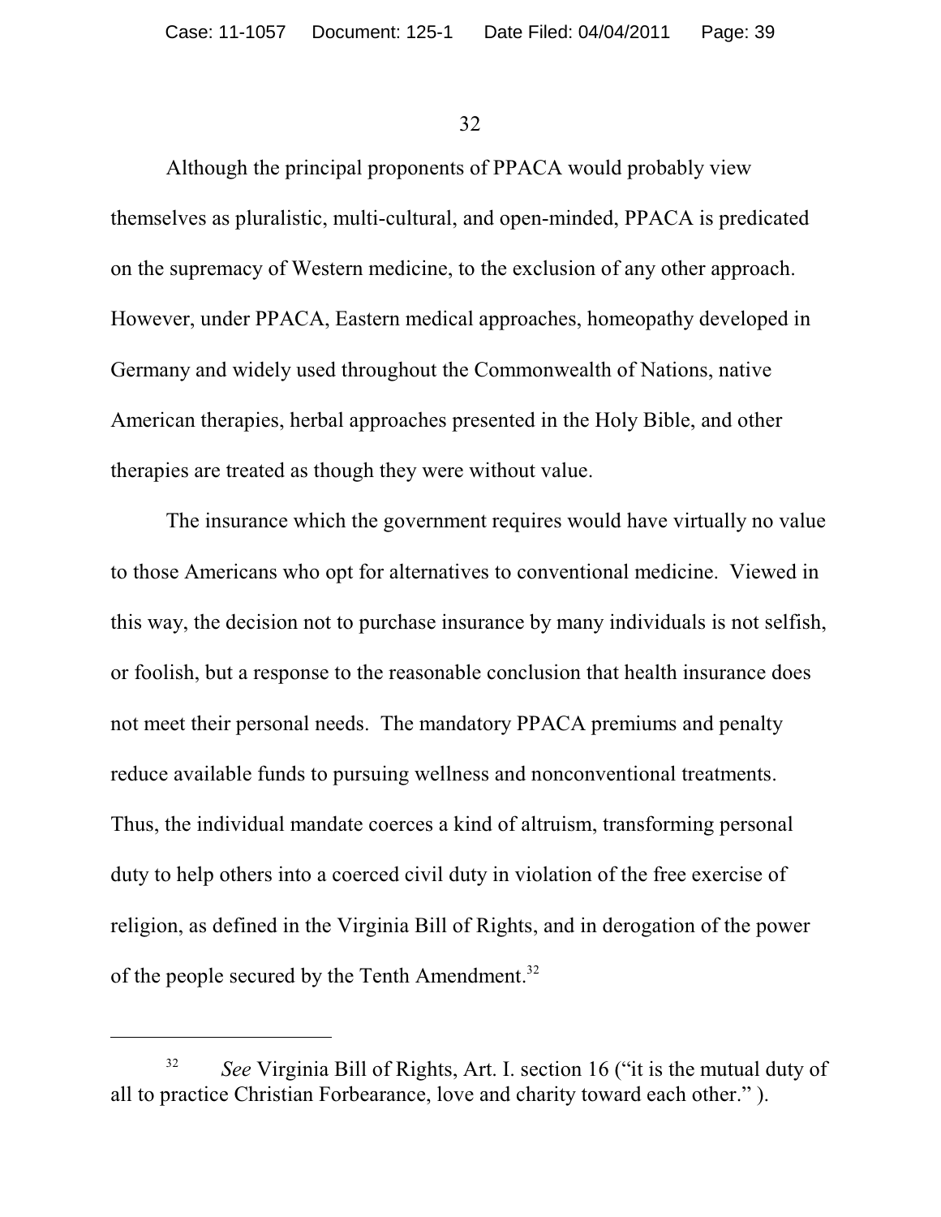Although the principal proponents of PPACA would probably view themselves as pluralistic, multi-cultural, and open-minded, PPACA is predicated on the supremacy of Western medicine, to the exclusion of any other approach. However, under PPACA, Eastern medical approaches, homeopathy developed in Germany and widely used throughout the Commonwealth of Nations, native American therapies, herbal approaches presented in the Holy Bible, and other therapies are treated as though they were without value.

The insurance which the government requires would have virtually no value to those Americans who opt for alternatives to conventional medicine. Viewed in this way, the decision not to purchase insurance by many individuals is not selfish, or foolish, but a response to the reasonable conclusion that health insurance does not meet their personal needs. The mandatory PPACA premiums and penalty reduce available funds to pursuing wellness and nonconventional treatments. Thus, the individual mandate coerces a kind of altruism, transforming personal duty to help others into a coerced civil duty in violation of the free exercise of religion, as defined in the Virginia Bill of Rights, and in derogation of the power of the people secured by the Tenth Amendment.[32]

---

[32] *See* Virginia Bill of Rights, Art. I. section 16 ("it is the mutual duty of all to practice Christian Forbearance, love and charity toward each other." ).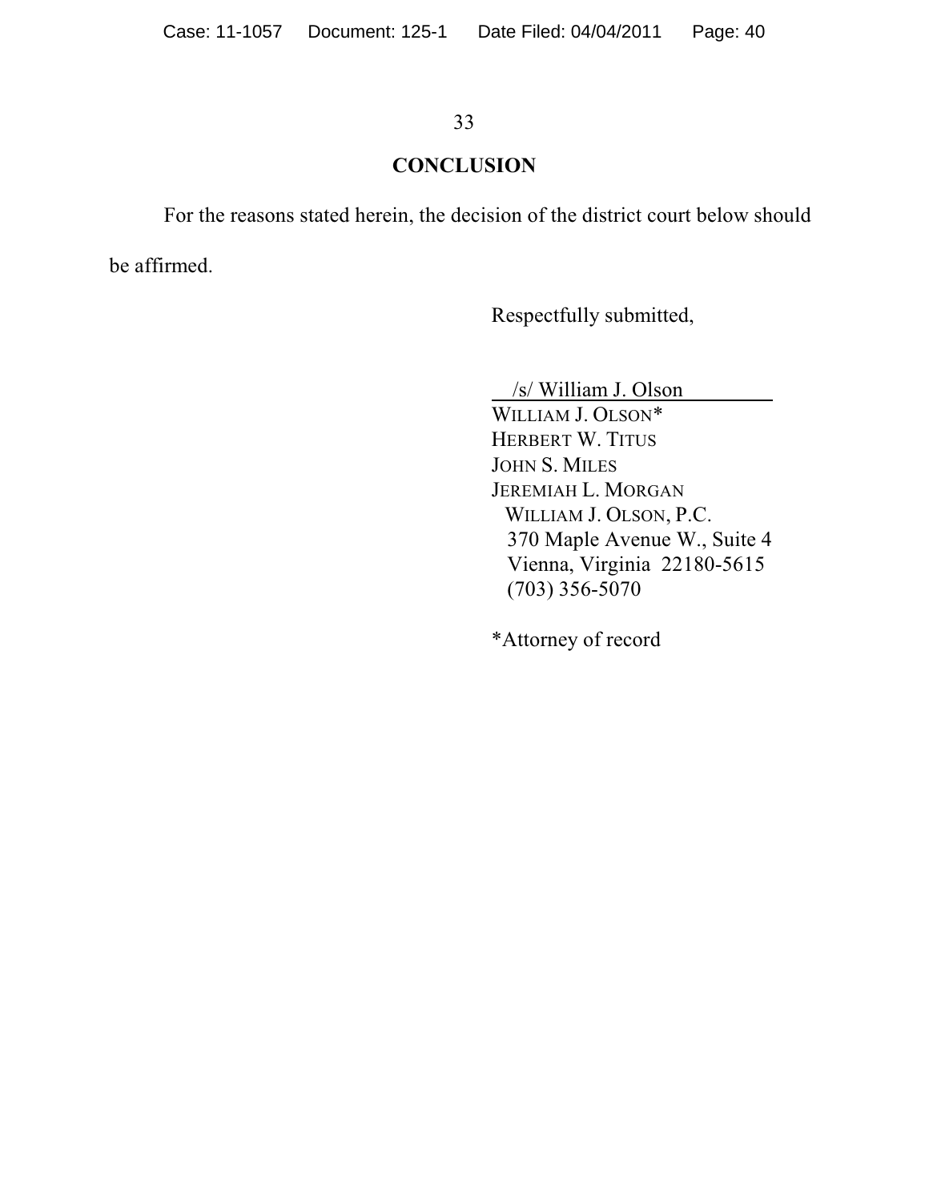## CONCLUSION

For the reasons stated herein, the decision of the district court below should be affirmed.

Respectfully submitted,

/s/ William J. Olson

WILLIAM J. OLSON*
HERBERT W. TITUS
JOHN S. MILES
JEREMIAH L. MORGAN
WILLIAM J. OLSON, P.C.
370 Maple Avenue W., Suite 4
Vienna, Virginia 22180-5615
(703) 356-5070

*Attorney of record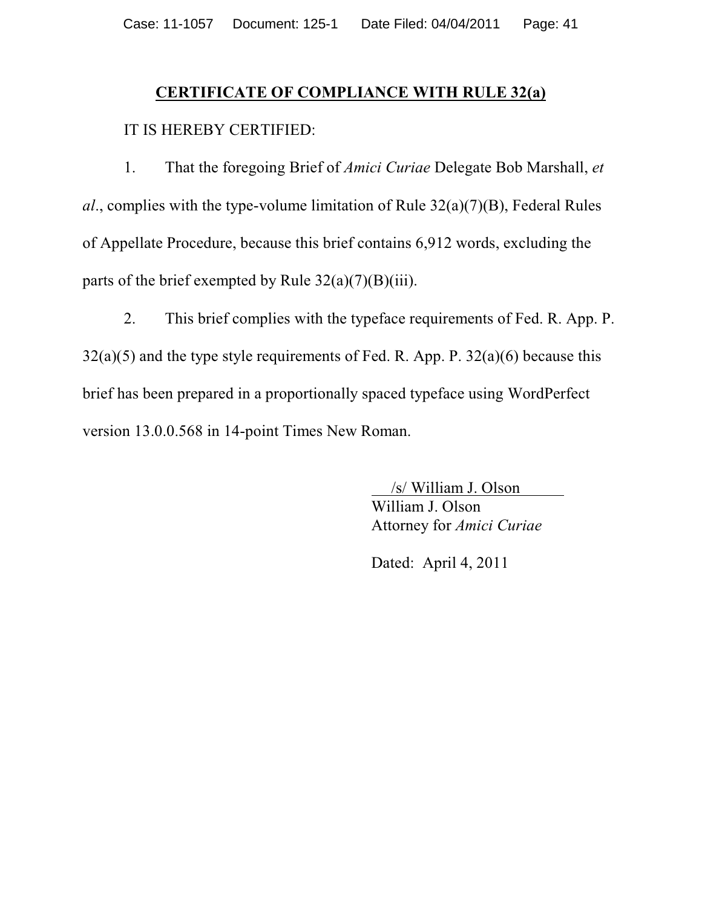## CERTIFICATE OF COMPLIANCE WITH RULE 32(a)

IT IS HEREBY CERTIFIED:

1. That the foregoing Brief of *Amici Curiae* Delegate Bob Marshall, *et al*., complies with the type-volume limitation of Rule 32(a)(7)(B), Federal Rules of Appellate Procedure, because this brief contains 6,912 words, excluding the parts of the brief exempted by Rule 32(a)(7)(B)(iii).

2. This brief complies with the typeface requirements of Fed. R. App. P. 32(a)(5) and the type style requirements of Fed. R. App. P. 32(a)(6) because this brief has been prepared in a proportionally spaced typeface using WordPerfect version 13.0.0.568 in 14-point Times New Roman.

/s/ William J. Olson
William J. Olson
Attorney for *Amici Curiae*

Dated: April 4, 2011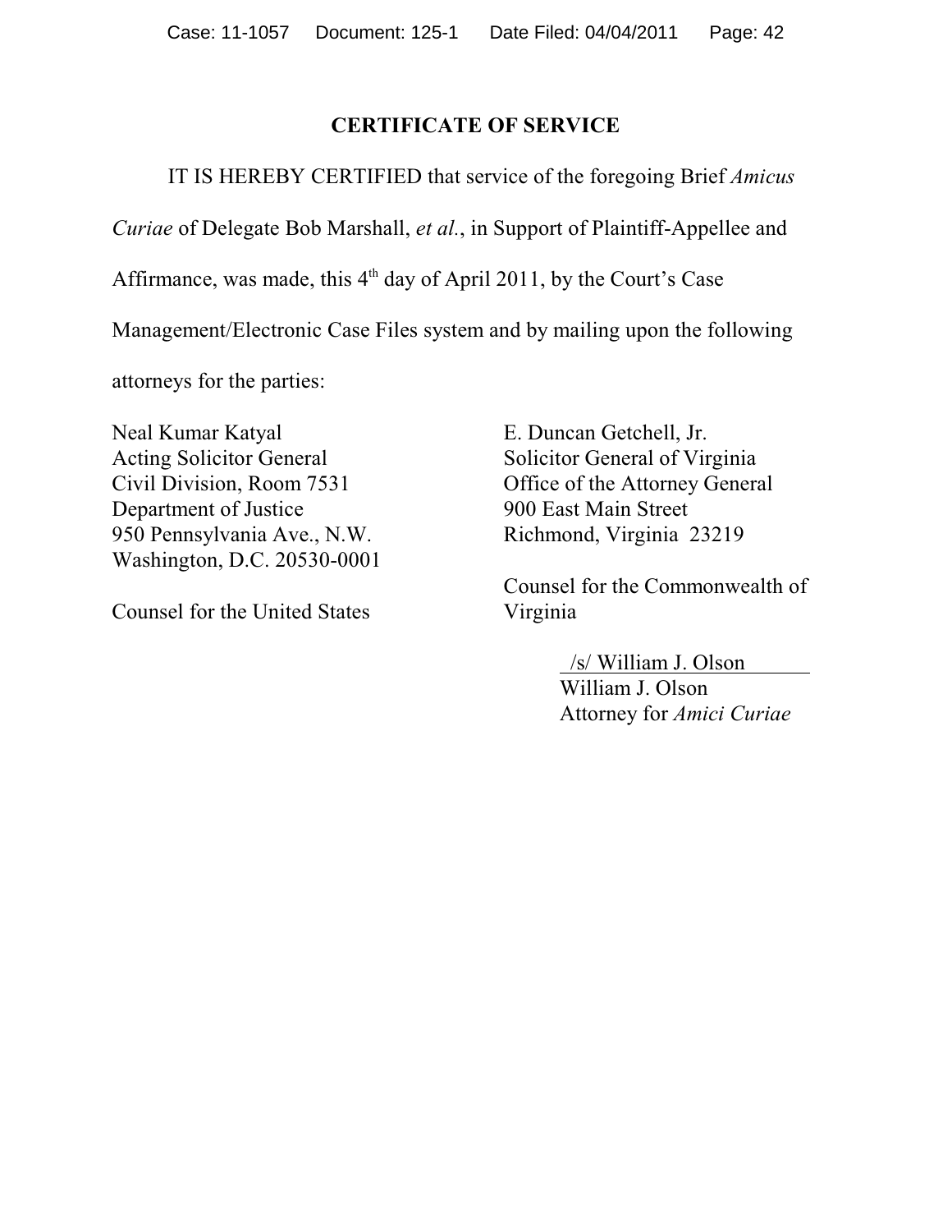## CERTIFICATE OF SERVICE

IT IS HEREBY CERTIFIED that service of the foregoing Brief *Amicus Curiae* of Delegate Bob Marshall, *et al.*, in Support of Plaintiff-Appellee and Affirmance, was made, this 4th day of April 2011, by the Court's Case Management/Electronic Case Files system and by mailing upon the following attorneys for the parties:

Neal Kumar Katyal
Acting Solicitor General
Civil Division, Room 7531
Department of Justice
950 Pennsylvania Ave., N.W.
Washington, D.C. 20530-0001

Counsel for the United States

E. Duncan Getchell, Jr.
Solicitor General of Virginia
Office of the Attorney General
900 East Main Street
Richmond, Virginia 23219

Counsel for the Commonwealth of Virginia

/s/ William J. Olson
William J. Olson
Attorney for *Amici Curiae*